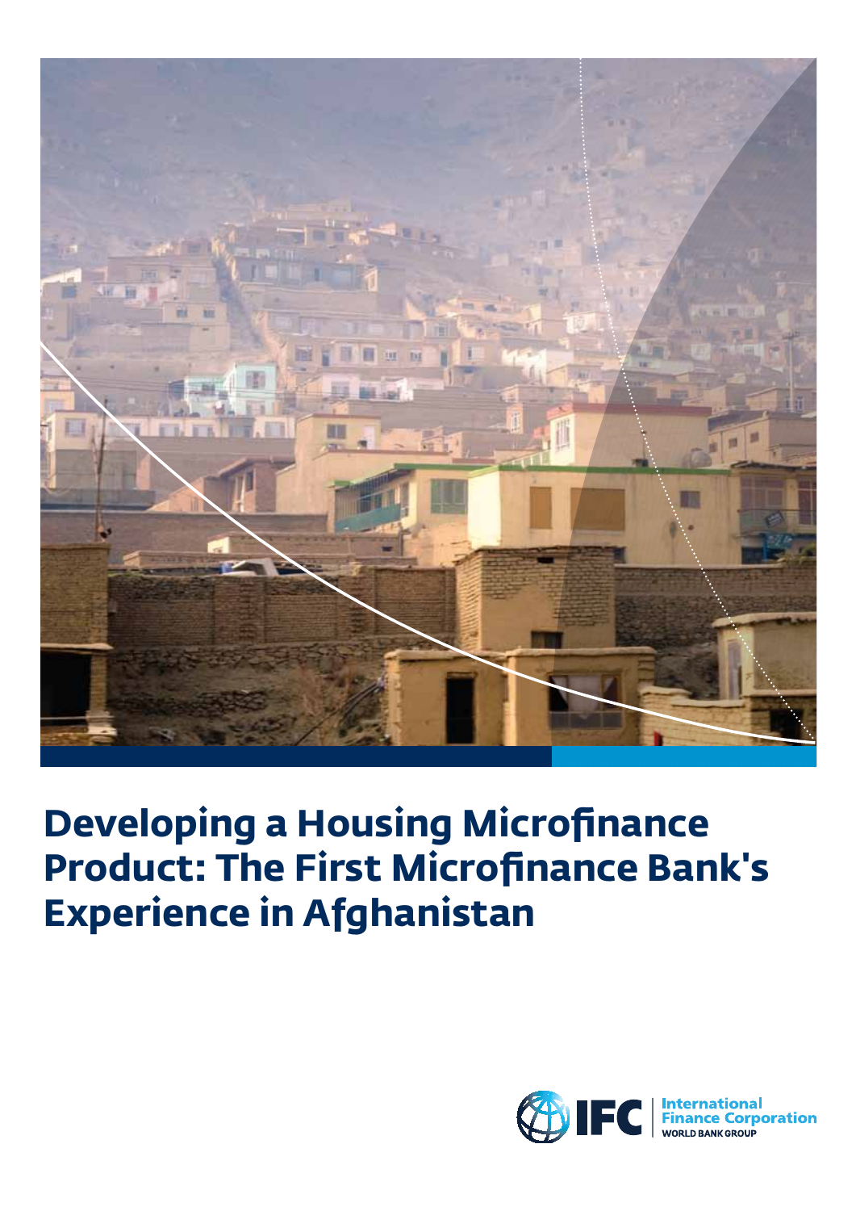# Developing a Housing Microfinance Product: The First Microfinance Bank's Experience in Afghanistan

IFC | International Finance Corporation
WORLD BANK GROUP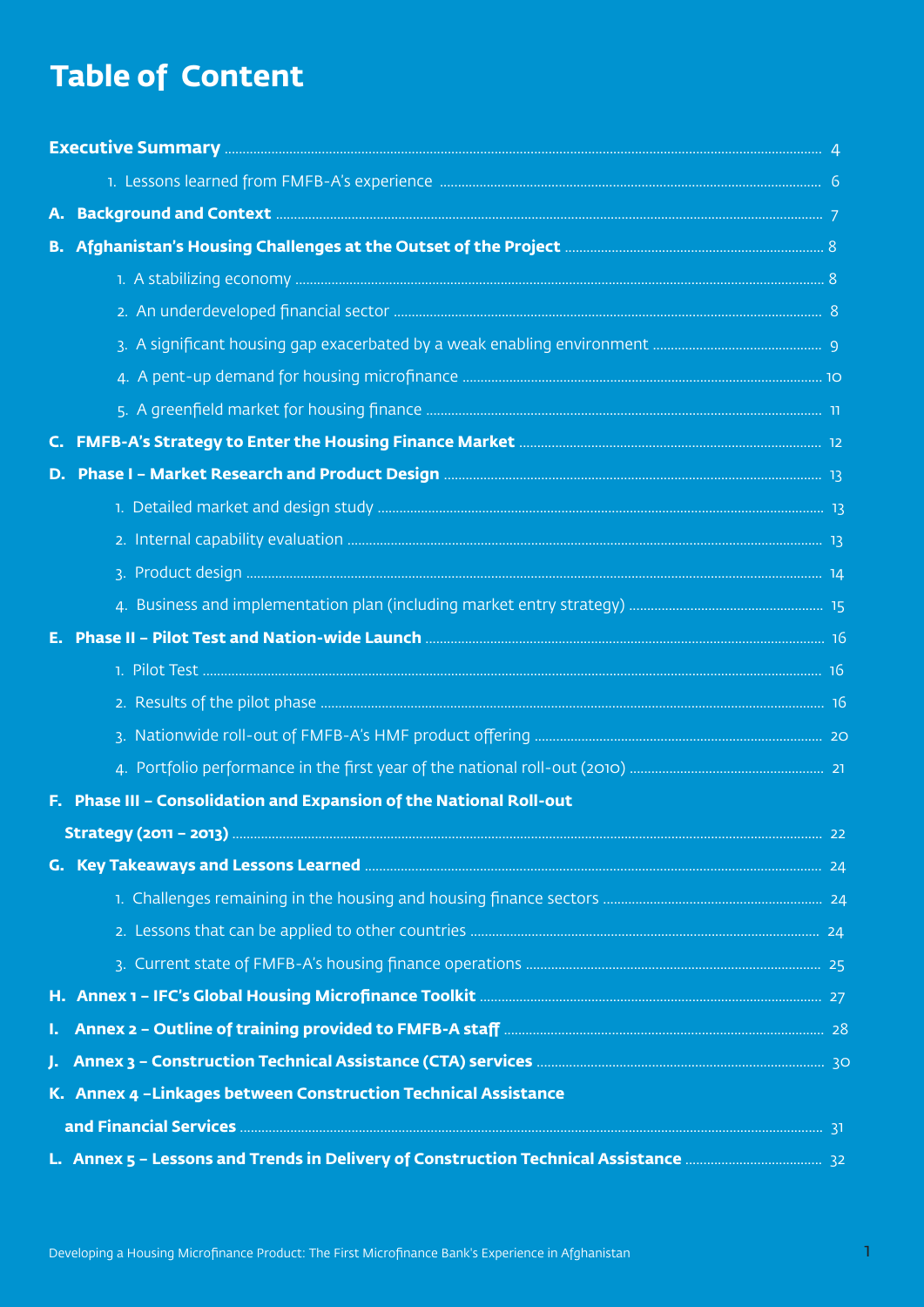# Table of Content

**Executive Summary** ..... 4

1. Lessons learned from FMFB-A's experience ..... 6

**A. Background and Context** ..... 7

**B. Afghanistan's Housing Challenges at the Outset of the Project** ..... 8

1. A stabilizing economy ..... 8
2. An underdeveloped financial sector ..... 8
3. A significant housing gap exacerbated by a weak enabling environment ..... 9
4. A pent-up demand for housing microfinance ..... 10
5. A greenfield market for housing finance ..... 11

**C. FMFB-A's Strategy to Enter the Housing Finance Market** ..... 12

**D. Phase I – Market Research and Product Design** ..... 13

1. Detailed market and design study ..... 13
2. Internal capability evaluation ..... 13
3. Product design ..... 14
4. Business and implementation plan (including market entry strategy) ..... 15

**E. Phase II – Pilot Test and Nation-wide Launch** ..... 16

1. Pilot Test ..... 16
2. Results of the pilot phase ..... 16
3. Nationwide roll-out of FMFB-A's HMF product offering ..... 20
4. Portfolio performance in the first year of the national roll-out (2010) ..... 21

**F. Phase III – Consolidation and Expansion of the National Roll-out Strategy (2011 – 2013)** ..... 22

**G. Key Takeaways and Lessons Learned** ..... 24

1. Challenges remaining in the housing and housing finance sectors ..... 24
2. Lessons that can be applied to other countries ..... 24
3. Current state of FMFB-A's housing finance operations ..... 25

**H. Annex 1 – IFC's Global Housing Microfinance Toolkit** ..... 27

**I. Annex 2 – Outline of training provided to FMFB-A staff** ..... 28

**J. Annex 3 – Construction Technical Assistance (CTA) services** ..... 30

**K. Annex 4 –Linkages between Construction Technical Assistance and Financial Services** ..... 31

**L. Annex 5 – Lessons and Trends in Delivery of Construction Technical Assistance** ..... 32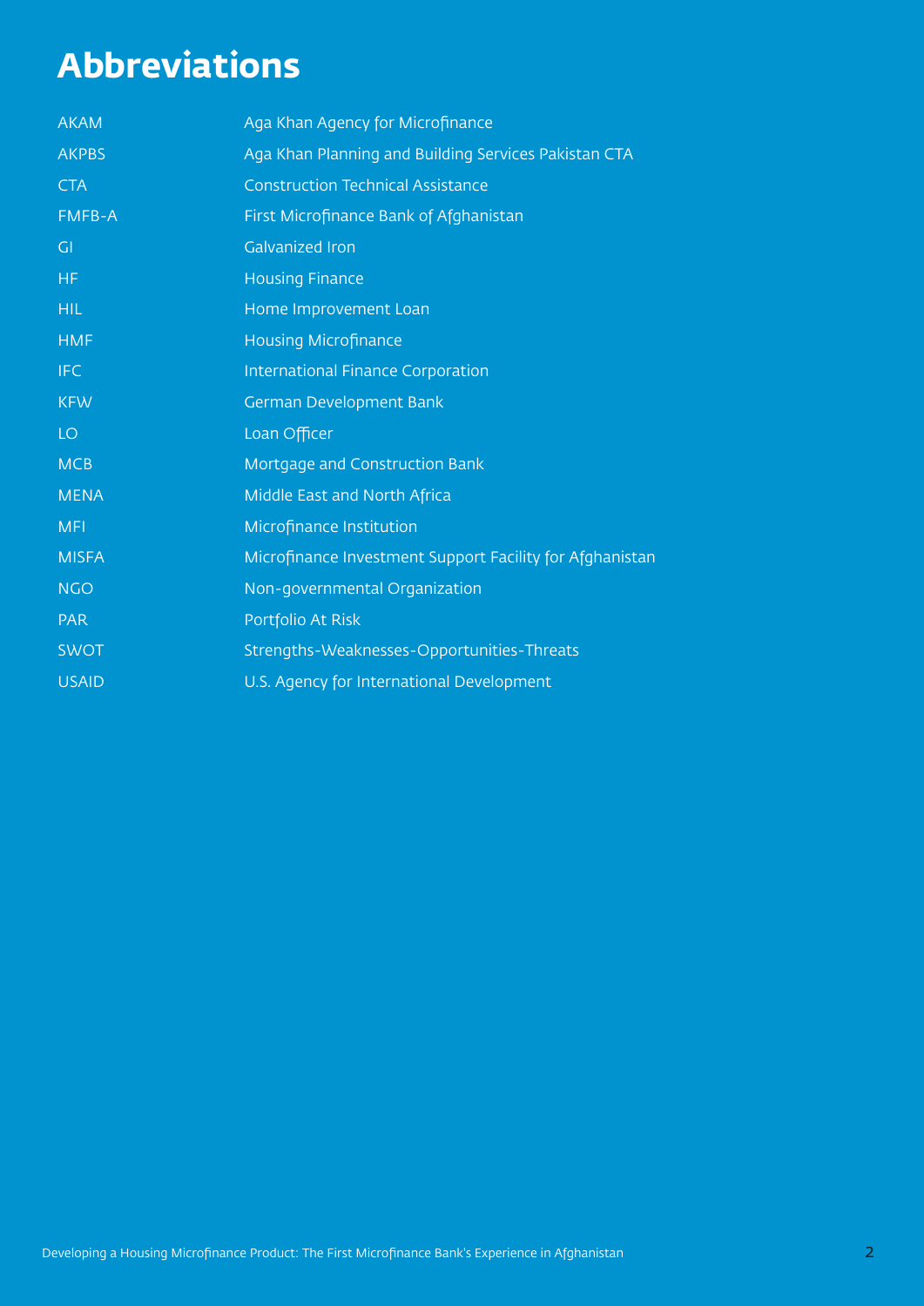# Abbreviations

| | |
|---|---|
| AKAM | Aga Khan Agency for Microfinance |
| AKPBS | Aga Khan Planning and Building Services Pakistan CTA |
| CTA | Construction Technical Assistance |
| FMFB-A | First Microfinance Bank of Afghanistan |
| GI | Galvanized Iron |
| HF | Housing Finance |
| HIL | Home Improvement Loan |
| HMF | Housing Microfinance |
| IFC | International Finance Corporation |
| KFW | German Development Bank |
| LO | Loan Officer |
| MCB | Mortgage and Construction Bank |
| MENA | Middle East and North Africa |
| MFI | Microfinance Institution |
| MISFA | Microfinance Investment Support Facility for Afghanistan |
| NGO | Non-governmental Organization |
| PAR | Portfolio At Risk |
| SWOT | Strengths-Weaknesses-Opportunities-Threats |
| USAID | U.S. Agency for International Development |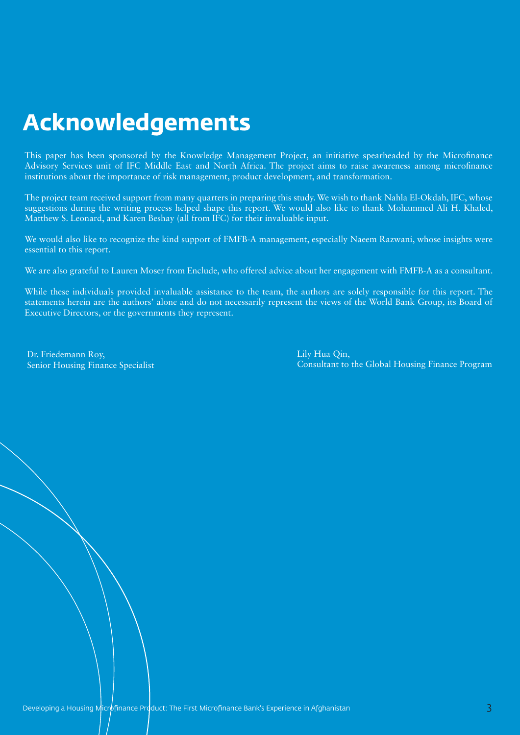# Acknowledgements

This paper has been sponsored by the Knowledge Management Project, an initiative spearheaded by the Microfinance Advisory Services unit of IFC Middle East and North Africa. The project aims to raise awareness among microfinance institutions about the importance of risk management, product development, and transformation.

The project team received support from many quarters in preparing this study. We wish to thank Nahla El-Okdah, IFC, whose suggestions during the writing process helped shape this report. We would also like to thank Mohammed Ali H. Khaled, Matthew S. Leonard, and Karen Beshay (all from IFC) for their invaluable input.

We would also like to recognize the kind support of FMFB-A management, especially Naeem Razwani, whose insights were essential to this report.

We are also grateful to Lauren Moser from Enclude, who offered advice about her engagement with FMFB-A as a consultant.

While these individuals provided invaluable assistance to the team, the authors are solely responsible for this report. The statements herein are the authors' alone and do not necessarily represent the views of the World Bank Group, its Board of Executive Directors, or the governments they represent.

Dr. Friedemann Roy,
Senior Housing Finance Specialist

Lily Hua Qin,
Consultant to the Global Housing Finance Program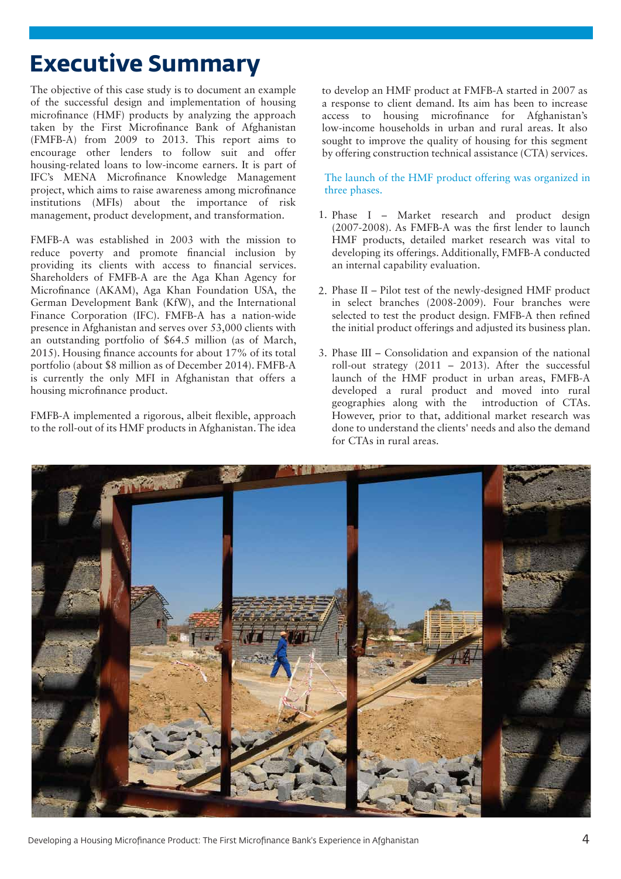# Executive Summary

The objective of this case study is to document an example of the successful design and implementation of housing microfinance (HMF) products by analyzing the approach taken by the First Microfinance Bank of Afghanistan (FMFB-A) from 2009 to 2013. This report aims to encourage other lenders to follow suit and offer housing-related loans to low-income earners. It is part of IFC's MENA Microfinance Knowledge Management project, which aims to raise awareness among microfinance institutions (MFIs) about the importance of risk management, product development, and transformation.

FMFB-A was established in 2003 with the mission to reduce poverty and promote financial inclusion by providing its clients with access to financial services. Shareholders of FMFB-A are the Aga Khan Agency for Microfinance (AKAM), Aga Khan Foundation USA, the German Development Bank (KfW), and the International Finance Corporation (IFC). FMFB-A has a nation-wide presence in Afghanistan and serves over 53,000 clients with an outstanding portfolio of $64.5 million (as of March, 2015). Housing finance accounts for about 17% of its total portfolio (about $8 million as of December 2014). FMFB-A is currently the only MFI in Afghanistan that offers a housing microfinance product.

FMFB-A implemented a rigorous, albeit flexible, approach to the roll-out of its HMF products in Afghanistan. The idea to develop an HMF product at FMFB-A started in 2007 as a response to client demand. Its aim has been to increase access to housing microfinance for Afghanistan's low-income households in urban and rural areas. It also sought to improve the quality of housing for this segment by offering construction technical assistance (CTA) services.

The launch of the HMF product offering was organized in three phases.

1. Phase I – Market research and product design (2007-2008). As FMFB-A was the first lender to launch HMF products, detailed market research was vital to developing its offerings. Additionally, FMFB-A conducted an internal capability evaluation.

2. Phase II – Pilot test of the newly-designed HMF product in select branches (2008-2009). Four branches were selected to test the product design. FMFB-A then refined the initial product offerings and adjusted its business plan.

3. Phase III – Consolidation and expansion of the national roll-out strategy (2011 – 2013). After the successful launch of the HMF product in urban areas, FMFB-A developed a rural product and moved into rural geographies along with the introduction of CTAs. However, prior to that, additional market research was done to understand the clients' needs and also the demand for CTAs in rural areas.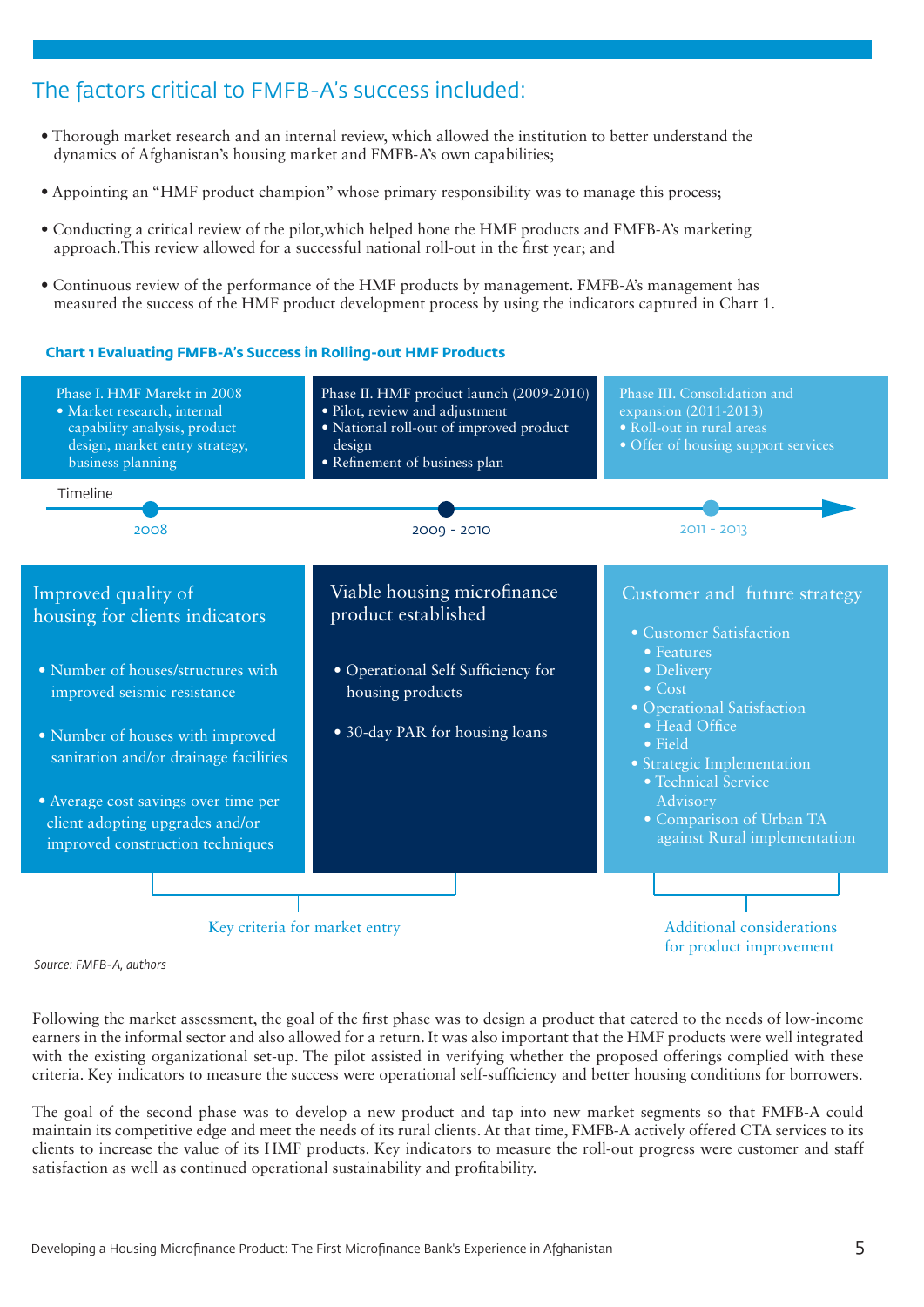## The factors critical to FMFB-A's success included:

- Thorough market research and an internal review, which allowed the institution to better understand the dynamics of Afghanistan's housing market and FMFB-A's own capabilities;
- Appointing an "HMF product champion" whose primary responsibility was to manage this process;
- Conducting a critical review of the pilot,which helped hone the HMF products and FMFB-A's marketing approach.This review allowed for a successful national roll-out in the first year; and
- Continuous review of the performance of the HMF products by management. FMFB-A's management has measured the success of the HMF product development process by using the indicators captured in Chart 1.

**Chart 1 Evaluating FMFB-A's Success in Rolling-out HMF Products**

| Phase I. HMF Marekt in 2008 | Phase II. HMF product launch (2009-2010) | Phase III. Consolidation and expansion (2011-2013) |
|---|---|---|
| • Market research, internal capability analysis, product design, market entry strategy, business planning | • Pilot, review and adjustment<br>• National roll-out of improved product design<br>• Refinement of business plan | • Roll-out in rural areas<br>• Offer of housing support services |
| **Timeline:** 2008 | 2009 - 2010 | 2011 - 2013 |
| **Improved quality of housing for clients indicators** | **Viable housing microfinance product established** | **Customer and future strategy** |
| • Number of houses/structures with improved seismic resistance<br>• Number of houses with improved sanitation and/or drainage facilities<br>• Average cost savings over time per client adopting upgrades and/or improved construction techniques | • Operational Self Sufficiency for housing products<br>• 30-day PAR for housing loans | • Customer Satisfaction<br>&nbsp;&nbsp;• Features<br>&nbsp;&nbsp;• Delivery<br>&nbsp;&nbsp;• Cost<br>• Operational Satisfaction<br>&nbsp;&nbsp;• Head Office<br>&nbsp;&nbsp;• Field<br>• Strategic Implementation<br>&nbsp;&nbsp;• Technical Service Advisory<br>&nbsp;&nbsp;• Comparison of Urban TA against Rural implementation |
| Key criteria for market entry | | Additional considerations for product improvement |

*Source: FMFB-A, authors*

Following the market assessment, the goal of the first phase was to design a product that catered to the needs of low-income earners in the informal sector and also allowed for a return. It was also important that the HMF products were well integrated with the existing organizational set-up. The pilot assisted in verifying whether the proposed offerings complied with these criteria. Key indicators to measure the success were operational self-sufficiency and better housing conditions for borrowers.

The goal of the second phase was to develop a new product and tap into new market segments so that FMFB-A could maintain its competitive edge and meet the needs of its rural clients. At that time, FMFB-A actively offered CTA services to its clients to increase the value of its HMF products. Key indicators to measure the roll-out progress were customer and staff satisfaction as well as continued operational sustainability and profitability.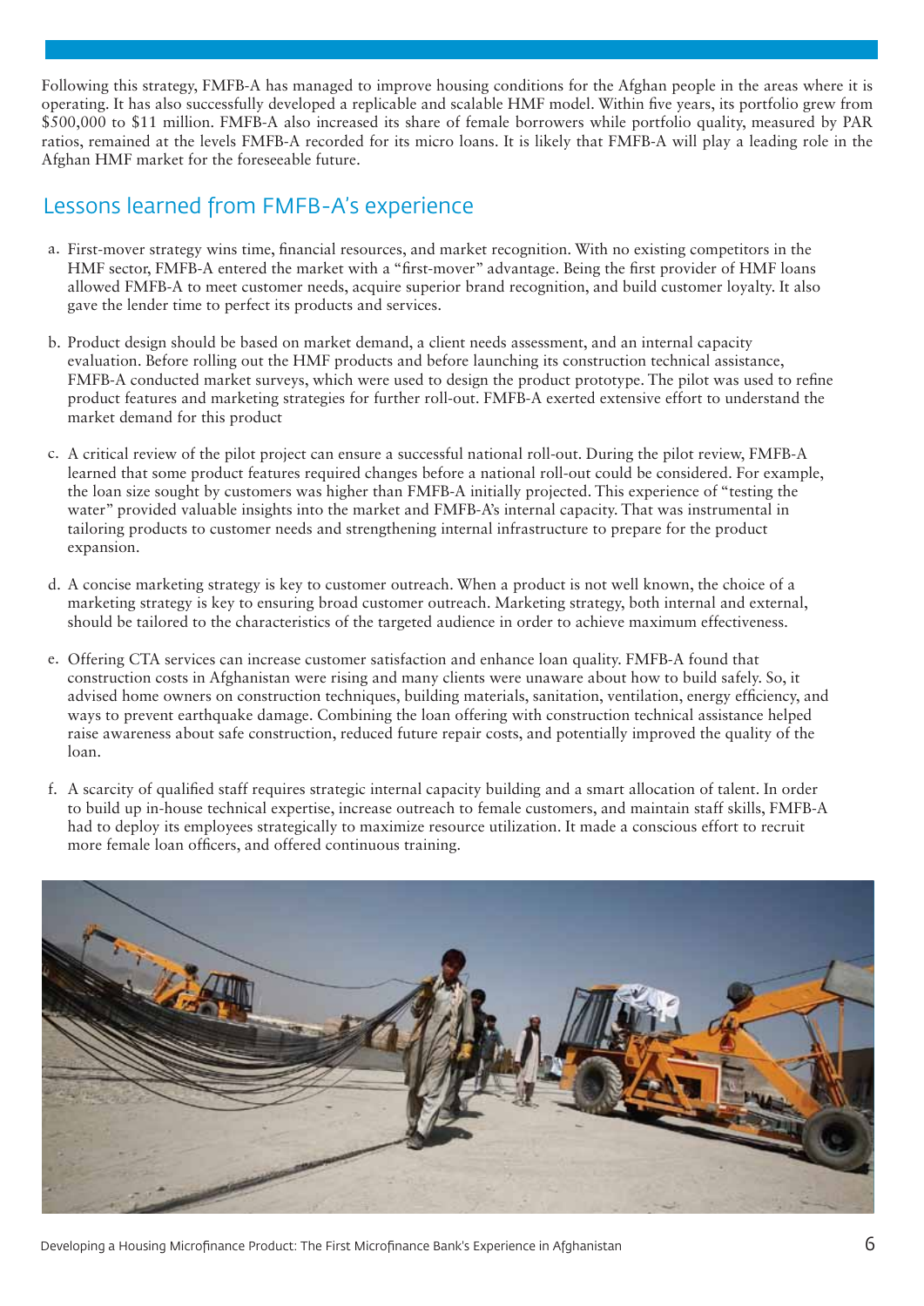Following this strategy, FMFB-A has managed to improve housing conditions for the Afghan people in the areas where it is operating. It has also successfully developed a replicable and scalable HMF model. Within five years, its portfolio grew from $500,000 to $11 million. FMFB-A also increased its share of female borrowers while portfolio quality, measured by PAR ratios, remained at the levels FMFB-A recorded for its micro loans. It is likely that FMFB-A will play a leading role in the Afghan HMF market for the foreseeable future.

## Lessons learned from FMFB-A's experience

a. First-mover strategy wins time, financial resources, and market recognition. With no existing competitors in the HMF sector, FMFB-A entered the market with a "first-mover" advantage. Being the first provider of HMF loans allowed FMFB-A to meet customer needs, acquire superior brand recognition, and build customer loyalty. It also gave the lender time to perfect its products and services.

b. Product design should be based on market demand, a client needs assessment, and an internal capacity evaluation. Before rolling out the HMF products and before launching its construction technical assistance, FMFB-A conducted market surveys, which were used to design the product prototype. The pilot was used to refine product features and marketing strategies for further roll-out. FMFB-A exerted extensive effort to understand the market demand for this product

c. A critical review of the pilot project can ensure a successful national roll-out. During the pilot review, FMFB-A learned that some product features required changes before a national roll-out could be considered. For example, the loan size sought by customers was higher than FMFB-A initially projected. This experience of "testing the water" provided valuable insights into the market and FMFB-A's internal capacity. That was instrumental in tailoring products to customer needs and strengthening internal infrastructure to prepare for the product expansion.

d. A concise marketing strategy is key to customer outreach. When a product is not well known, the choice of a marketing strategy is key to ensuring broad customer outreach. Marketing strategy, both internal and external, should be tailored to the characteristics of the targeted audience in order to achieve maximum effectiveness.

e. Offering CTA services can increase customer satisfaction and enhance loan quality. FMFB-A found that construction costs in Afghanistan were rising and many clients were unaware about how to build safely. So, it advised home owners on construction techniques, building materials, sanitation, ventilation, energy efficiency, and ways to prevent earthquake damage. Combining the loan offering with construction technical assistance helped raise awareness about safe construction, reduced future repair costs, and potentially improved the quality of the loan.

f. A scarcity of qualified staff requires strategic internal capacity building and a smart allocation of talent. In order to build up in-house technical expertise, increase outreach to female customers, and maintain staff skills, FMFB-A had to deploy its employees strategically to maximize resource utilization. It made a conscious effort to recruit more female loan officers, and offered continuous training.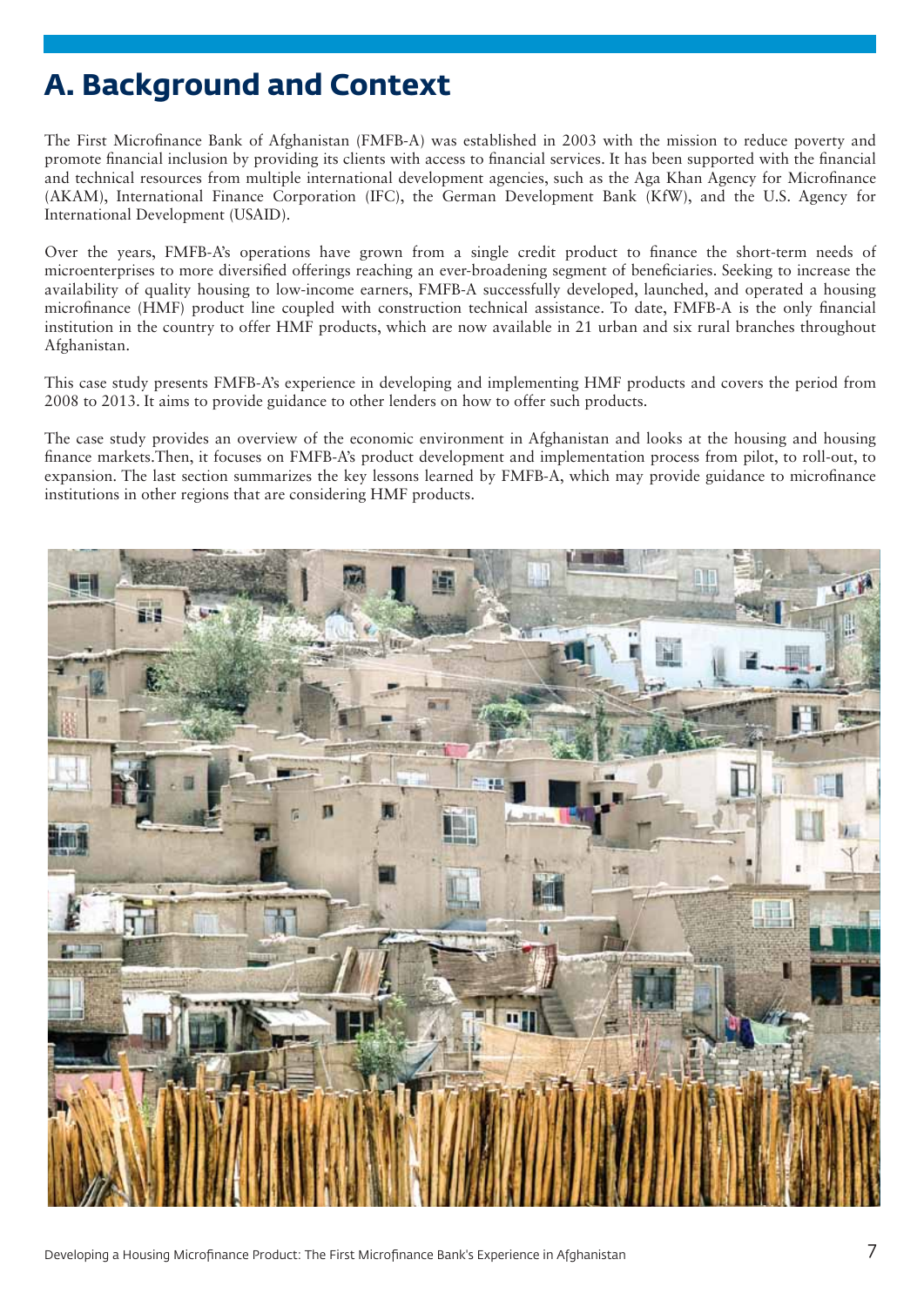# A. Background and Context

The First Microfinance Bank of Afghanistan (FMFB-A) was established in 2003 with the mission to reduce poverty and promote financial inclusion by providing its clients with access to financial services. It has been supported with the financial and technical resources from multiple international development agencies, such as the Aga Khan Agency for Microfinance (AKAM), International Finance Corporation (IFC), the German Development Bank (KfW), and the U.S. Agency for International Development (USAID).

Over the years, FMFB-A's operations have grown from a single credit product to finance the short-term needs of microenterprises to more diversified offerings reaching an ever-broadening segment of beneficiaries. Seeking to increase the availability of quality housing to low-income earners, FMFB-A successfully developed, launched, and operated a housing microfinance (HMF) product line coupled with construction technical assistance. To date, FMFB-A is the only financial institution in the country to offer HMF products, which are now available in 21 urban and six rural branches throughout Afghanistan.

This case study presents FMFB-A's experience in developing and implementing HMF products and covers the period from 2008 to 2013. It aims to provide guidance to other lenders on how to offer such products.

The case study provides an overview of the economic environment in Afghanistan and looks at the housing and housing finance markets.Then, it focuses on FMFB-A's product development and implementation process from pilot, to roll-out, to expansion. The last section summarizes the key lessons learned by FMFB-A, which may provide guidance to microfinance institutions in other regions that are considering HMF products.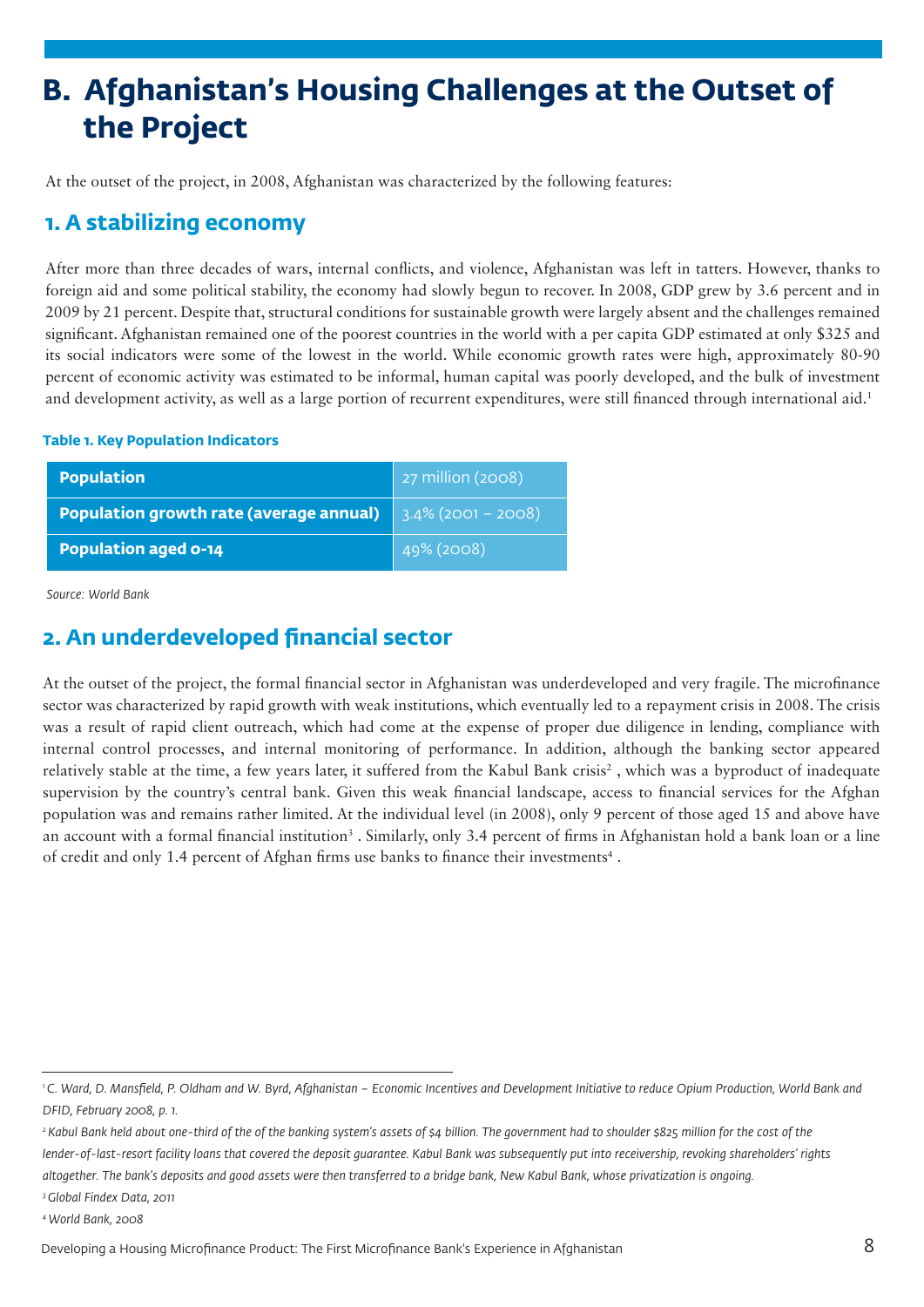# B. Afghanistan's Housing Challenges at the Outset of the Project

At the outset of the project, in 2008, Afghanistan was characterized by the following features:

## 1. A stabilizing economy

After more than three decades of wars, internal conflicts, and violence, Afghanistan was left in tatters. However, thanks to foreign aid and some political stability, the economy had slowly begun to recover. In 2008, GDP grew by 3.6 percent and in 2009 by 21 percent. Despite that, structural conditions for sustainable growth were largely absent and the challenges remained significant. Afghanistan remained one of the poorest countries in the world with a per capita GDP estimated at only $325 and its social indicators were some of the lowest in the world. While economic growth rates were high, approximately 80-90 percent of economic activity was estimated to be informal, human capital was poorly developed, and the bulk of investment and development activity, as well as a large portion of recurrent expenditures, were still financed through international aid.[1]

**Table 1. Key Population Indicators**

| | |
|---|---|
| **Population** | 27 million (2008) |
| **Population growth rate (average annual)** | 3.4% (2001 – 2008) |
| **Population aged 0-14** | 49% (2008) |

*Source: World Bank*

## 2. An underdeveloped financial sector

At the outset of the project, the formal financial sector in Afghanistan was underdeveloped and very fragile. The microfinance sector was characterized by rapid growth with weak institutions, which eventually led to a repayment crisis in 2008. The crisis was a result of rapid client outreach, which had come at the expense of proper due diligence in lending, compliance with internal control processes, and internal monitoring of performance. In addition, although the banking sector appeared relatively stable at the time, a few years later, it suffered from the Kabul Bank crisis[2] , which was a byproduct of inadequate supervision by the country's central bank. Given this weak financial landscape, access to financial services for the Afghan population was and remains rather limited. At the individual level (in 2008), only 9 percent of those aged 15 and above have an account with a formal financial institution[3] . Similarly, only 3.4 percent of firms in Afghanistan hold a bank loan or a line of credit and only 1.4 percent of Afghan firms use banks to finance their investments[4] .

---

[1] *C. Ward, D. Mansfield, P. Oldham and W. Byrd, Afghanistan – Economic Incentives and Development Initiative to reduce Opium Production, World Bank and DFID, February 2008, p. 1.*

[2] *Kabul Bank held about one-third of the of the banking system's assets of $4 billion. The government had to shoulder $825 million for the cost of the lender-of-last-resort facility loans that covered the deposit guarantee. Kabul Bank was subsequently put into receivership, revoking shareholders' rights altogether. The bank's deposits and good assets were then transferred to a bridge bank, New Kabul Bank, whose privatization is ongoing.*

[3] *Global Findex Data, 2011*

[4] *World Bank, 2008*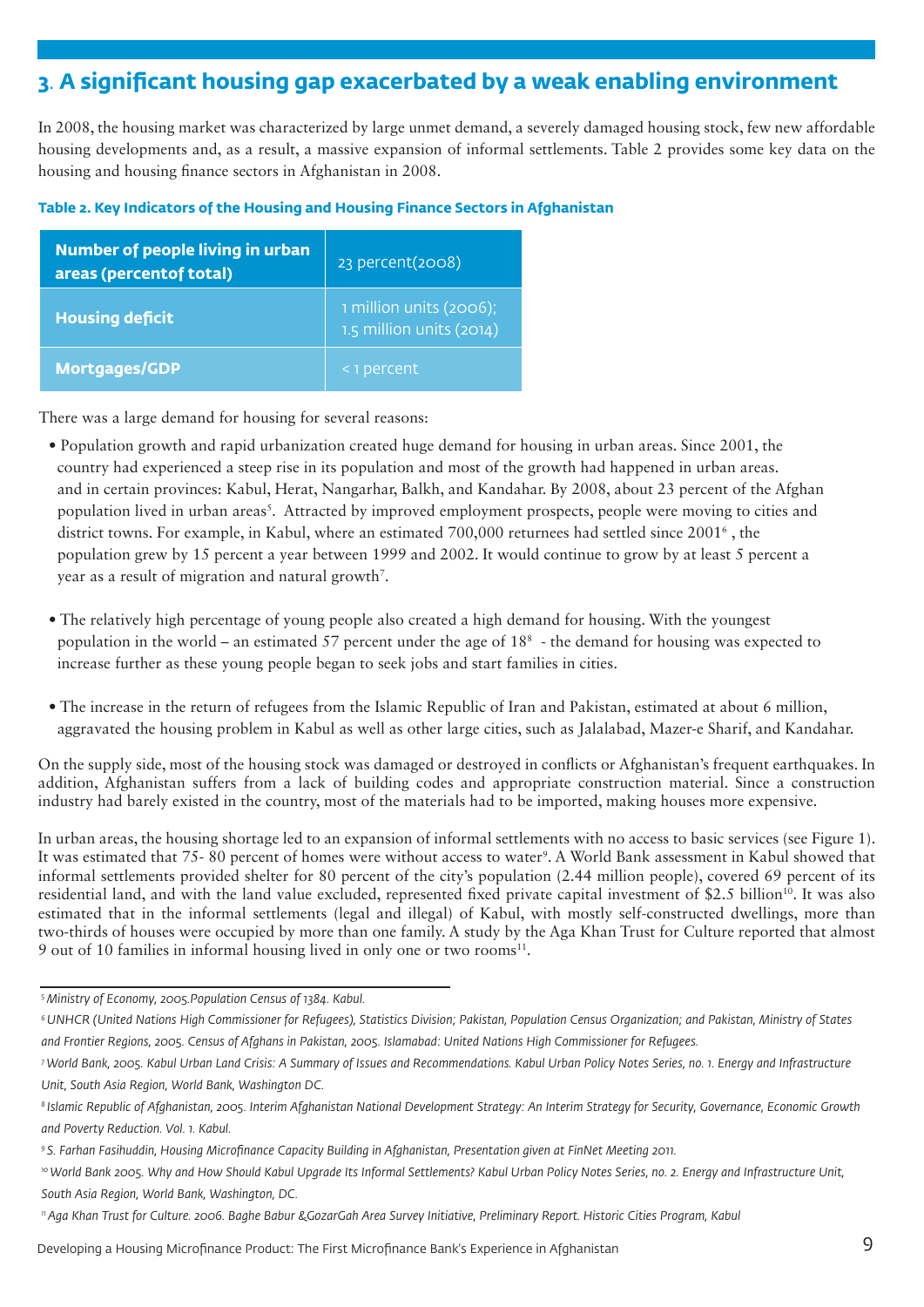## 3. A significant housing gap exacerbated by a weak enabling environment

In 2008, the housing market was characterized by large unmet demand, a severely damaged housing stock, few new affordable housing developments and, as a result, a massive expansion of informal settlements. Table 2 provides some key data on the housing and housing finance sectors in Afghanistan in 2008.

**Table 2. Key Indicators of the Housing and Housing Finance Sectors in Afghanistan**

| Indicator | Value |
|---|---|
| **Number of people living in urban areas (percentof total)** | 23 percent(2008) |
| **Housing deficit** | 1 million units (2006); 1.5 million units (2014) |
| **Mortgages/GDP** | < 1 percent |

There was a large demand for housing for several reasons:

- Population growth and rapid urbanization created huge demand for housing in urban areas. Since 2001, the country had experienced a steep rise in its population and most of the growth had happened in urban areas. and in certain provinces: Kabul, Herat, Nangarhar, Balkh, and Kandahar. By 2008, about 23 percent of the Afghan population lived in urban areas[5]. Attracted by improved employment prospects, people were moving to cities and district towns. For example, in Kabul, where an estimated 700,000 returnees had settled since 2001[6] , the population grew by 15 percent a year between 1999 and 2002. It would continue to grow by at least 5 percent a year as a result of migration and natural growth[7].

- The relatively high percentage of young people also created a high demand for housing. With the youngest population in the world – an estimated 57 percent under the age of 18[8] - the demand for housing was expected to increase further as these young people began to seek jobs and start families in cities.

- The increase in the return of refugees from the Islamic Republic of Iran and Pakistan, estimated at about 6 million, aggravated the housing problem in Kabul as well as other large cities, such as Jalalabad, Mazer-e Sharif, and Kandahar.

On the supply side, most of the housing stock was damaged or destroyed in conflicts or Afghanistan's frequent earthquakes. In addition, Afghanistan suffers from a lack of building codes and appropriate construction material. Since a construction industry had barely existed in the country, most of the materials had to be imported, making houses more expensive.

In urban areas, the housing shortage led to an expansion of informal settlements with no access to basic services (see Figure 1). It was estimated that 75- 80 percent of homes were without access to water[9]. A World Bank assessment in Kabul showed that informal settlements provided shelter for 80 percent of the city's population (2.44 million people), covered 69 percent of its residential land, and with the land value excluded, represented fixed private capital investment of $2.5 billion[10]. It was also estimated that in the informal settlements (legal and illegal) of Kabul, with mostly self-constructed dwellings, more than two-thirds of houses were occupied by more than one family. A study by the Aga Khan Trust for Culture reported that almost 9 out of 10 families in informal housing lived in only one or two rooms[11].

---

[5] *Ministry of Economy, 2005.Population Census of 1384. Kabul.*

[6] *UNHCR (United Nations High Commissioner for Refugees), Statistics Division; Pakistan, Population Census Organization; and Pakistan, Ministry of States and Frontier Regions, 2005. Census of Afghans in Pakistan, 2005. Islamabad: United Nations High Commissioner for Refugees.*

[7] *World Bank, 2005. Kabul Urban Land Crisis: A Summary of Issues and Recommendations. Kabul Urban Policy Notes Series, no. 1. Energy and Infrastructure Unit, South Asia Region, World Bank, Washington DC.*

[8] *Islamic Republic of Afghanistan, 2005. Interim Afghanistan National Development Strategy: An Interim Strategy for Security, Governance, Economic Growth and Poverty Reduction. Vol. 1. Kabul.*

[9] *S. Farhan Fasihuddin, Housing Microfinance Capacity Building in Afghanistan, Presentation given at FinNet Meeting 2011.*

[10] *World Bank 2005. Why and How Should Kabul Upgrade Its Informal Settlements? Kabul Urban Policy Notes Series, no. 2. Energy and Infrastructure Unit, South Asia Region, World Bank, Washington, DC.*

[11] *Aga Khan Trust for Culture. 2006. Baghe Babur &GozarGah Area Survey Initiative, Preliminary Report. Historic Cities Program, Kabul*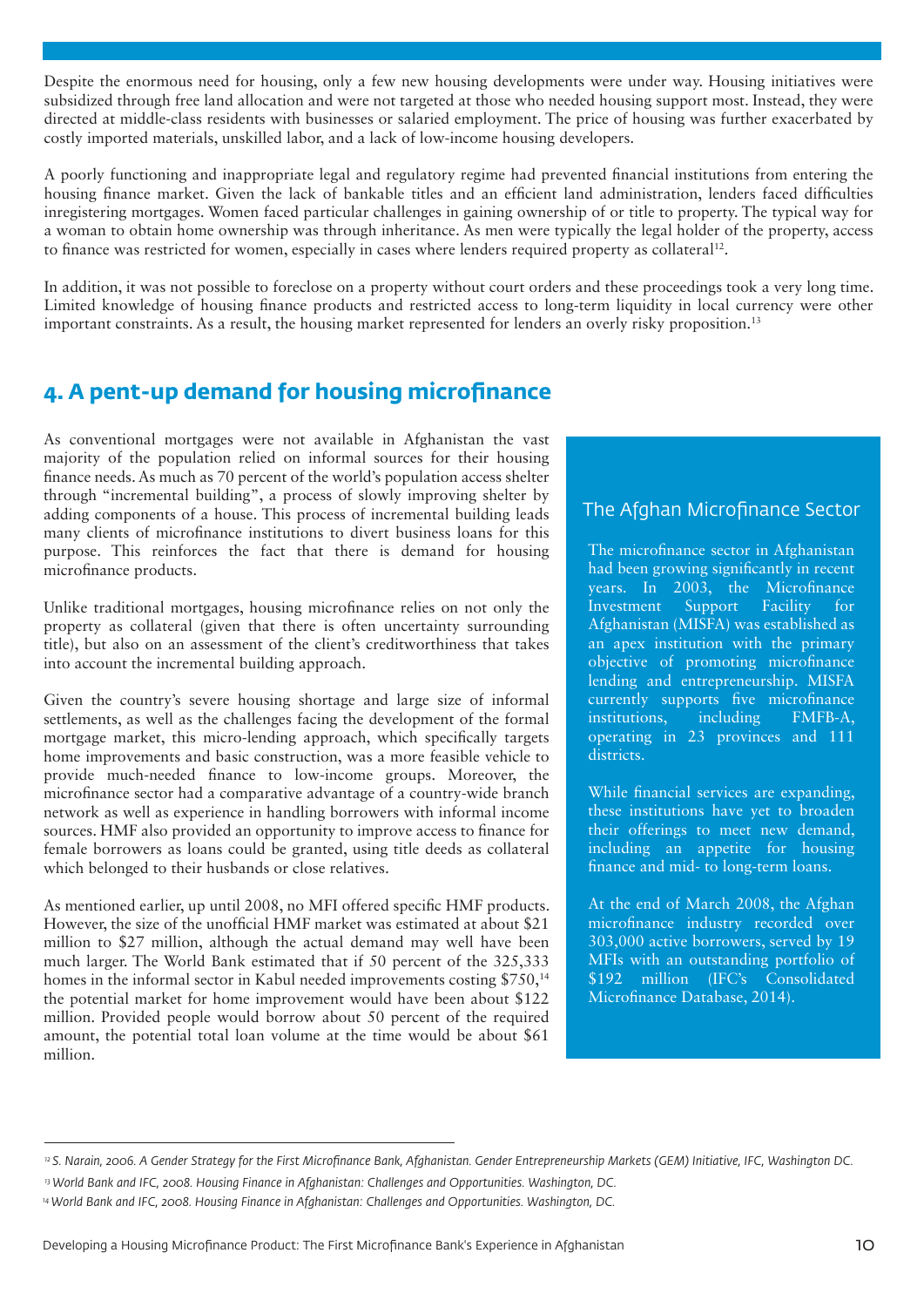Despite the enormous need for housing, only a few new housing developments were under way. Housing initiatives were subsidized through free land allocation and were not targeted at those who needed housing support most. Instead, they were directed at middle-class residents with businesses or salaried employment. The price of housing was further exacerbated by costly imported materials, unskilled labor, and a lack of low-income housing developers.

A poorly functioning and inappropriate legal and regulatory regime had prevented financial institutions from entering the housing finance market. Given the lack of bankable titles and an efficient land administration, lenders faced difficulties inregistering mortgages. Women faced particular challenges in gaining ownership of or title to property. The typical way for a woman to obtain home ownership was through inheritance. As men were typically the legal holder of the property, access to finance was restricted for women, especially in cases where lenders required property as collateral[12].

In addition, it was not possible to foreclose on a property without court orders and these proceedings took a very long time. Limited knowledge of housing finance products and restricted access to long-term liquidity in local currency were other important constraints. As a result, the housing market represented for lenders an overly risky proposition.[13]

## 4. A pent-up demand for housing microfinance

As conventional mortgages were not available in Afghanistan the vast majority of the population relied on informal sources for their housing finance needs. As much as 70 percent of the world's population access shelter through "incremental building", a process of slowly improving shelter by adding components of a house. This process of incremental building leads many clients of microfinance institutions to divert business loans for this purpose. This reinforces the fact that there is demand for housing microfinance products.

Unlike traditional mortgages, housing microfinance relies on not only the property as collateral (given that there is often uncertainty surrounding title), but also on an assessment of the client's creditworthiness that takes into account the incremental building approach.

Given the country's severe housing shortage and large size of informal settlements, as well as the challenges facing the development of the formal mortgage market, this micro-lending approach, which specifically targets home improvements and basic construction, was a more feasible vehicle to provide much-needed finance to low-income groups. Moreover, the microfinance sector had a comparative advantage of a country-wide branch network as well as experience in handling borrowers with informal income sources. HMF also provided an opportunity to improve access to finance for female borrowers as loans could be granted, using title deeds as collateral which belonged to their husbands or close relatives.

As mentioned earlier, up until 2008, no MFI offered specific HMF products. However, the size of the unofficial HMF market was estimated at about $21 million to $27 million, although the actual demand may well have been much larger. The World Bank estimated that if 50 percent of the 325,333 homes in the informal sector in Kabul needed improvements costing $750,[14] the potential market for home improvement would have been about $122 million. Provided people would borrow about 50 percent of the required amount, the potential total loan volume at the time would be about $61 million.

### The Afghan Microfinance Sector

The microfinance sector in Afghanistan had been growing significantly in recent years. In 2003, the Microfinance Investment Support Facility for Afghanistan (MISFA) was established as an apex institution with the primary objective of promoting microfinance lending and entrepreneurship. MISFA currently supports five microfinance institutions, including FMFB-A, operating in 23 provinces and 111 districts.

While financial services are expanding, these institutions have yet to broaden their offerings to meet new demand, including an appetite for housing finance and mid- to long-term loans.

At the end of March 2008, the Afghan microfinance industry recorded over 303,000 active borrowers, served by 19 MFIs with an outstanding portfolio of $192 million (IFC's Consolidated Microfinance Database, 2014).

---

[12] *S. Narain, 2006. A Gender Strategy for the First Microfinance Bank, Afghanistan. Gender Entrepreneurship Markets (GEM) Initiative, IFC, Washington DC.*

[13] *World Bank and IFC, 2008. Housing Finance in Afghanistan: Challenges and Opportunities. Washington, DC.*

[14] *World Bank and IFC, 2008. Housing Finance in Afghanistan: Challenges and Opportunities. Washington, DC.*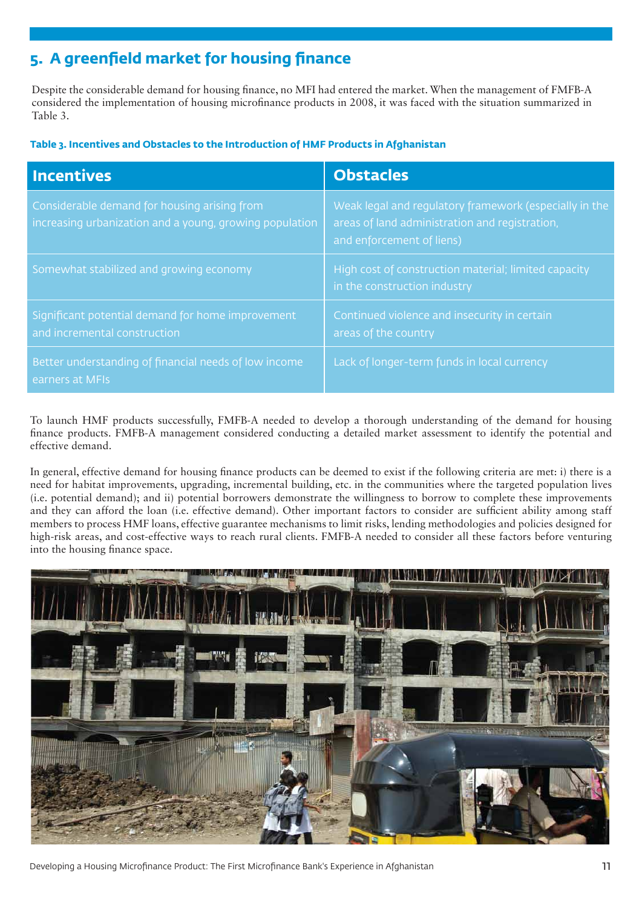## 5. A greenfield market for housing finance

Despite the considerable demand for housing finance, no MFI had entered the market. When the management of FMFB-A considered the implementation of housing microfinance products in 2008, it was faced with the situation summarized in Table 3.

**Table 3. Incentives and Obstacles to the Introduction of HMF Products in Afghanistan**

| Incentives | Obstacles |
|---|---|
| Considerable demand for housing arising from increasing urbanization and a young, growing population | Weak legal and regulatory framework (especially in the areas of land administration and registration, and enforcement of liens) |
| Somewhat stabilized and growing economy | High cost of construction material; limited capacity in the construction industry |
| Significant potential demand for home improvement and incremental construction | Continued violence and insecurity in certain areas of the country |
| Better understanding of financial needs of low income earners at MFIs | Lack of longer-term funds in local currency |

To launch HMF products successfully, FMFB-A needed to develop a thorough understanding of the demand for housing finance products. FMFB-A management considered conducting a detailed market assessment to identify the potential and effective demand.

In general, effective demand for housing finance products can be deemed to exist if the following criteria are met: i) there is a need for habitat improvements, upgrading, incremental building, etc. in the communities where the targeted population lives (i.e. potential demand); and ii) potential borrowers demonstrate the willingness to borrow to complete these improvements and they can afford the loan (i.e. effective demand). Other important factors to consider are sufficient ability among staff members to process HMF loans, effective guarantee mechanisms to limit risks, lending methodologies and policies designed for high-risk areas, and cost-effective ways to reach rural clients. FMFB-A needed to consider all these factors before venturing into the housing finance space.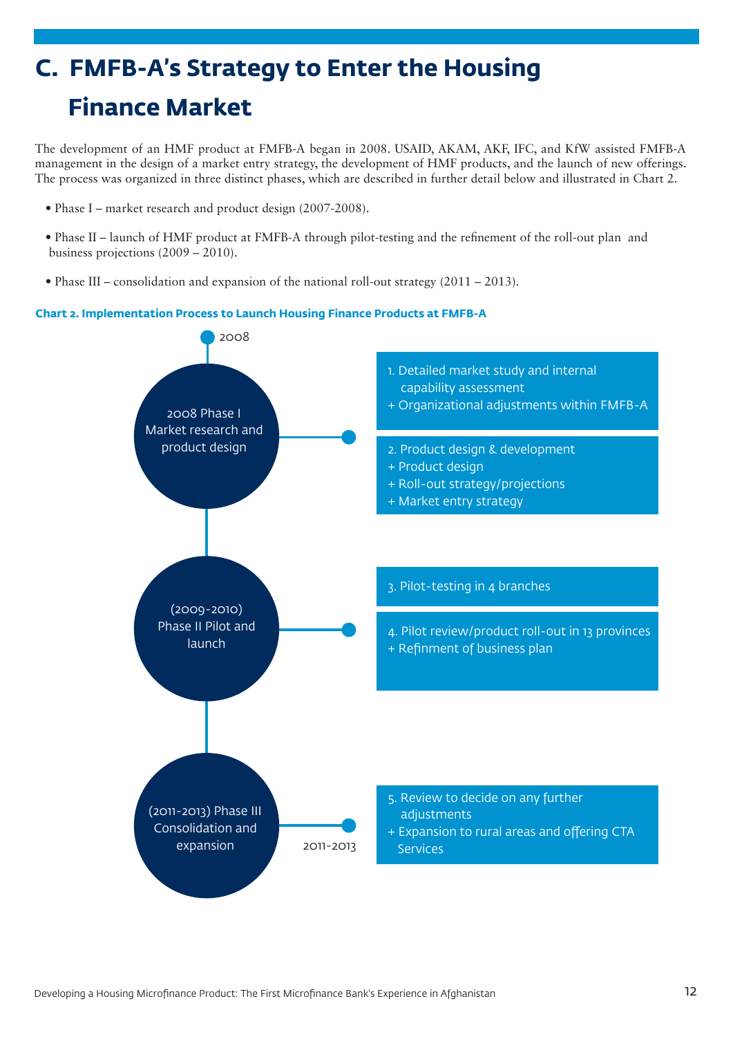# C. FMFB-A's Strategy to Enter the Housing Finance Market

The development of an HMF product at FMFB-A began in 2008. USAID, AKAM, AKF, IFC, and KfW assisted FMFB-A management in the design of a market entry strategy, the development of HMF products, and the launch of new offerings. The process was organized in three distinct phases, which are described in further detail below and illustrated in Chart 2.

- Phase I – market research and product design (2007-2008).
- Phase II – launch of HMF product at FMFB-A through pilot-testing and the refinement of the roll-out plan and business projections (2009 – 2010).
- Phase III – consolidation and expansion of the national roll-out strategy (2011 – 2013).

**Chart 2. Implementation Process to Launch Housing Finance Products at FMFB-A**

2008

**2008 Phase I Market research and product design**

1. Detailed market study and internal capability assessment
   + Organizational adjustments within FMFB-A
2. Product design & development
   + Product design
   + Roll-out strategy/projections
   + Market entry strategy

**(2009-2010) Phase II Pilot and launch**

3. Pilot-testing in 4 branches
4. Pilot review/product roll-out in 13 provinces
   + Refinment of business plan

**(2011-2013) Phase III Consolidation and expansion**

2011-2013

5. Review to decide on any further adjustments
   + Expansion to rural areas and offering CTA Services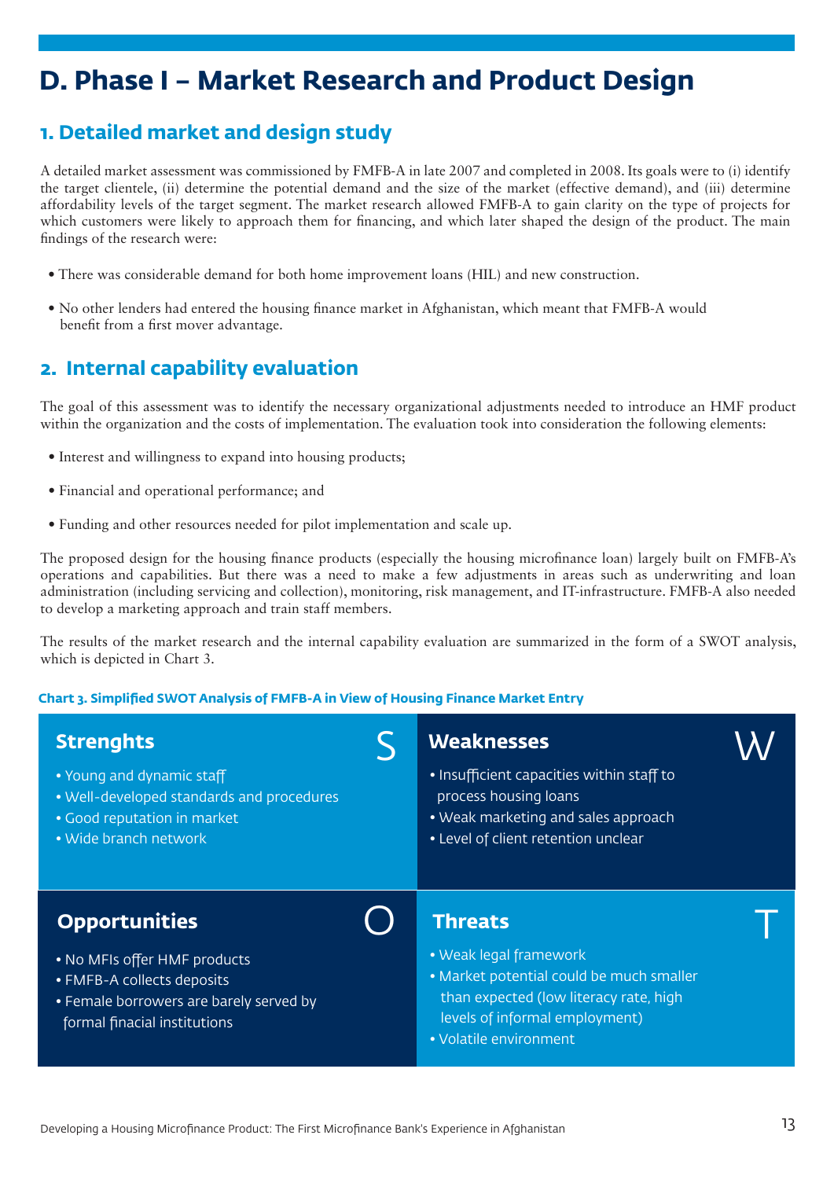# D. Phase I – Market Research and Product Design

## 1. Detailed market and design study

A detailed market assessment was commissioned by FMFB-A in late 2007 and completed in 2008. Its goals were to (i) identify the target clientele, (ii) determine the potential demand and the size of the market (effective demand), and (iii) determine affordability levels of the target segment. The market research allowed FMFB-A to gain clarity on the type of projects for which customers were likely to approach them for financing, and which later shaped the design of the product. The main findings of the research were:

- There was considerable demand for both home improvement loans (HIL) and new construction.
- No other lenders had entered the housing finance market in Afghanistan, which meant that FMFB-A would benefit from a first mover advantage.

## 2. Internal capability evaluation

The goal of this assessment was to identify the necessary organizational adjustments needed to introduce an HMF product within the organization and the costs of implementation. The evaluation took into consideration the following elements:

- Interest and willingness to expand into housing products;
- Financial and operational performance; and
- Funding and other resources needed for pilot implementation and scale up.

The proposed design for the housing finance products (especially the housing microfinance loan) largely built on FMFB-A's operations and capabilities. But there was a need to make a few adjustments in areas such as underwriting and loan administration (including servicing and collection), monitoring, risk management, and IT-infrastructure. FMFB-A also needed to develop a marketing approach and train staff members.

The results of the market research and the internal capability evaluation are summarized in the form of a SWOT analysis, which is depicted in Chart 3.

**Chart 3. Simplified SWOT Analysis of FMFB-A in View of Housing Finance Market Entry**

| **Strenghts (S)** | **Weaknesses (W)** |
| --- | --- |
| • Young and dynamic staff<br>• Well-developed standards and procedures<br>• Good reputation in market<br>• Wide branch network | • Insufficient capacities within staff to process housing loans<br>• Weak marketing and sales approach<br>• Level of client retention unclear |
| **Opportunities (O)** | **Threats (T)** |
| • No MFIs offer HMF products<br>• FMFB-A collects deposits<br>• Female borrowers are barely served by formal finacial institutions | • Weak legal framework<br>• Market potential could be much smaller than expected (low literacy rate, high levels of informal employment)<br>• Volatile environment |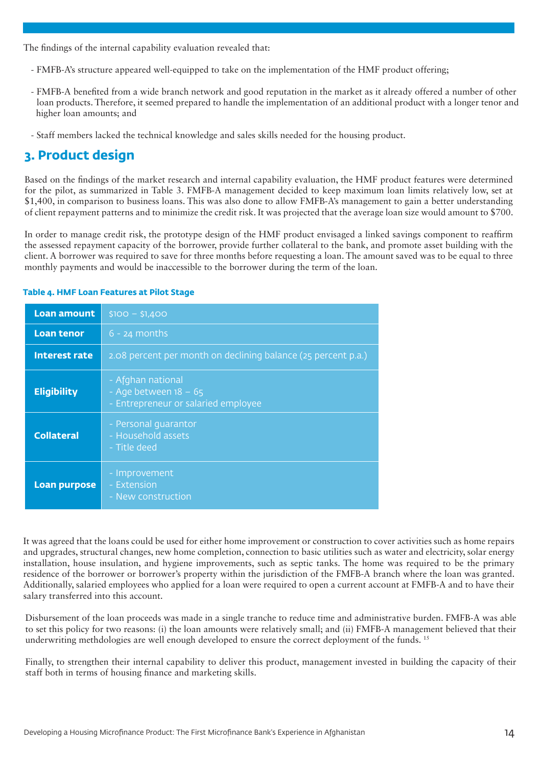The findings of the internal capability evaluation revealed that:

- FMFB-A's structure appeared well-equipped to take on the implementation of the HMF product offering;
- FMFB-A benefited from a wide branch network and good reputation in the market as it already offered a number of other loan products. Therefore, it seemed prepared to handle the implementation of an additional product with a longer tenor and higher loan amounts; and
- Staff members lacked the technical knowledge and sales skills needed for the housing product.

## 3. Product design

Based on the findings of the market research and internal capability evaluation, the HMF product features were determined for the pilot, as summarized in Table 3. FMFB-A management decided to keep maximum loan limits relatively low, set at $1,400, in comparison to business loans. This was also done to allow FMFB-A's management to gain a better understanding of client repayment patterns and to minimize the credit risk. It was projected that the average loan size would amount to $700.

In order to manage credit risk, the prototype design of the HMF product envisaged a linked savings component to reaffirm the assessed repayment capacity of the borrower, provide further collateral to the bank, and promote asset building with the client. A borrower was required to save for three months before requesting a loan. The amount saved was to be equal to three monthly payments and would be inaccessible to the borrower during the term of the loan.

**Table 4. HMF Loan Features at Pilot Stage**

| | |
|---|---|
| **Loan amount** | $100 – $1,400 |
| **Loan tenor** | 6 - 24 months |
| **Interest rate** | 2.08 percent per month on declining balance (25 percent p.a.) |
| **Eligibility** | - Afghan national<br>- Age between 18 – 65<br>- Entrepreneur or salaried employee |
| **Collateral** | - Personal guarantor<br>- Household assets<br>- Title deed |
| **Loan purpose** | - Improvement<br>- Extension<br>- New construction |

It was agreed that the loans could be used for either home improvement or construction to cover activities such as home repairs and upgrades, structural changes, new home completion, connection to basic utilities such as water and electricity, solar energy installation, house insulation, and hygiene improvements, such as septic tanks. The home was required to be the primary residence of the borrower or borrower's property within the jurisdiction of the FMFB-A branch where the loan was granted. Additionally, salaried employees who applied for a loan were required to open a current account at FMFB-A and to have their salary transferred into this account.

Disbursement of the loan proceeds was made in a single tranche to reduce time and administrative burden. FMFB-A was able to set this policy for two reasons: (i) the loan amounts were relatively small; and (ii) FMFB-A management believed that their underwriting methdologies are well enough developed to ensure the correct deployment of the funds. [15]

Finally, to strengthen their internal capability to deliver this product, management invested in building the capacity of their staff both in terms of housing finance and marketing skills.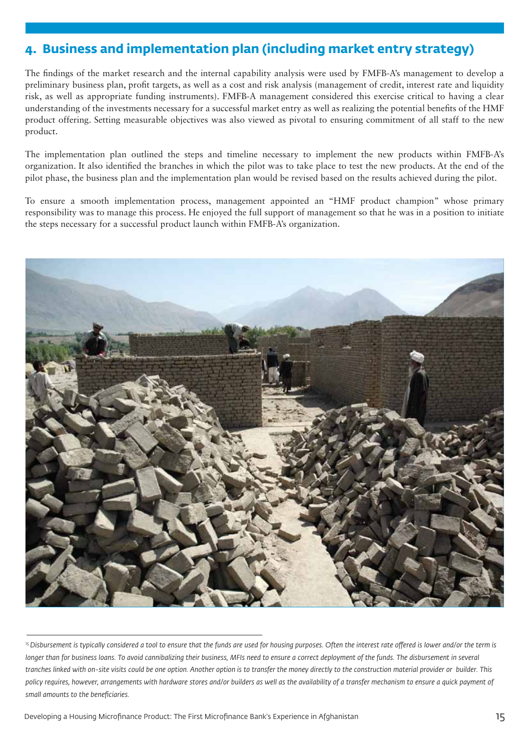## 4. Business and implementation plan (including market entry strategy)

The findings of the market research and the internal capability analysis were used by FMFB-A's management to develop a preliminary business plan, profit targets, as well as a cost and risk analysis (management of credit, interest rate and liquidity risk, as well as appropriate funding instruments). FMFB-A management considered this exercise critical to having a clear understanding of the investments necessary for a successful market entry as well as realizing the potential benefits of the HMF product offering. Setting measurable objectives was also viewed as pivotal to ensuring commitment of all staff to the new product.

The implementation plan outlined the steps and timeline necessary to implement the new products within FMFB-A's organization. It also identified the branches in which the pilot was to take place to test the new products. At the end of the pilot phase, the business plan and the implementation plan would be revised based on the results achieved during the pilot.

To ensure a smooth implementation process, management appointed an "HMF product champion" whose primary responsibility was to manage this process. He enjoyed the full support of management so that he was in a position to initiate the steps necessary for a successful product launch within FMFB-A's organization.

---

[15] *Disbursement is typically considered a tool to ensure that the funds are used for housing purposes. Often the interest rate offered is lower and/or the term is longer than for business loans. To avoid cannibalizing their business, MFIs need to ensure a correct deployment of the funds. The disbursement in several tranches linked with on-site visits could be one option. Another option is to transfer the money directly to the construction material provider or builder. This policy requires, however, arrangements with hardware stores and/or builders as well as the availability of a transfer mechanism to ensure a quick payment of small amounts to the beneficiaries.*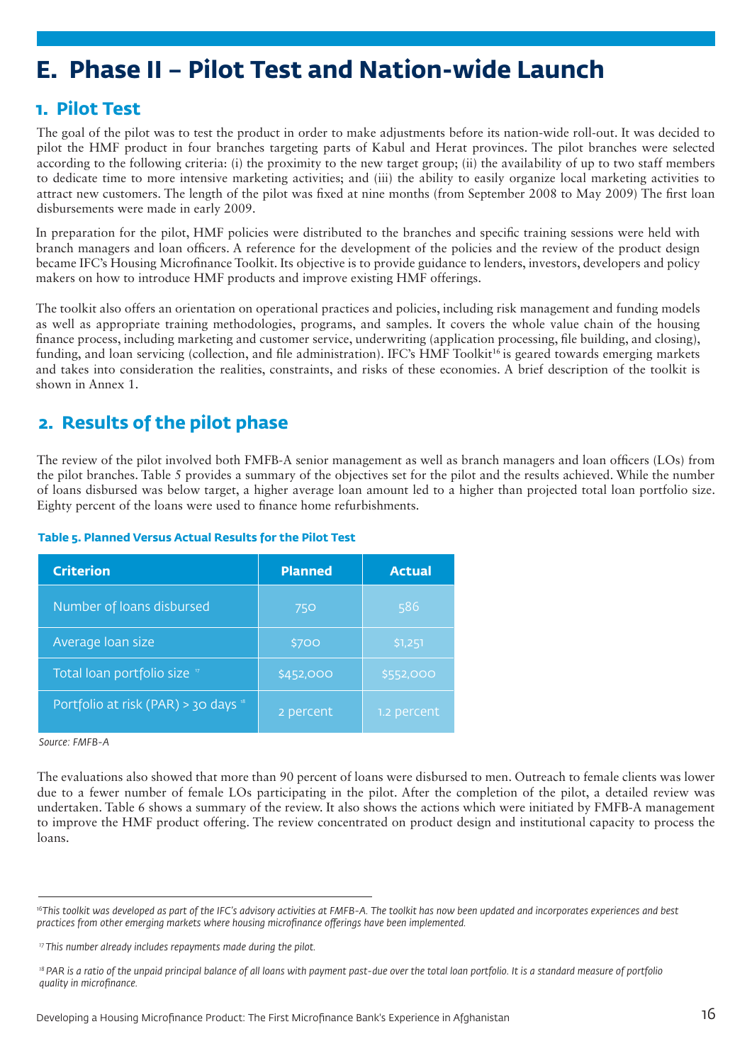# E. Phase II – Pilot Test and Nation-wide Launch

## 1. Pilot Test

The goal of the pilot was to test the product in order to make adjustments before its nation-wide roll-out. It was decided to pilot the HMF product in four branches targeting parts of Kabul and Herat provinces. The pilot branches were selected according to the following criteria: (i) the proximity to the new target group; (ii) the availability of up to two staff members to dedicate time to more intensive marketing activities; and (iii) the ability to easily organize local marketing activities to attract new customers. The length of the pilot was fixed at nine months (from September 2008 to May 2009) The first loan disbursements were made in early 2009.

In preparation for the pilot, HMF policies were distributed to the branches and specific training sessions were held with branch managers and loan officers. A reference for the development of the policies and the review of the product design became IFC's Housing Microfinance Toolkit. Its objective is to provide guidance to lenders, investors, developers and policy makers on how to introduce HMF products and improve existing HMF offerings.

The toolkit also offers an orientation on operational practices and policies, including risk management and funding models as well as appropriate training methodologies, programs, and samples. It covers the whole value chain of the housing finance process, including marketing and customer service, underwriting (application processing, file building, and closing), funding, and loan servicing (collection, and file administration). IFC's HMF Toolkit[16] is geared towards emerging markets and takes into consideration the realities, constraints, and risks of these economies. A brief description of the toolkit is shown in Annex 1.

## 2. Results of the pilot phase

The review of the pilot involved both FMFB-A senior management as well as branch managers and loan officers (LOs) from the pilot branches. Table 5 provides a summary of the objectives set for the pilot and the results achieved. While the number of loans disbursed was below target, a higher average loan amount led to a higher than projected total loan portfolio size. Eighty percent of the loans were used to finance home refurbishments.

**Table 5. Planned Versus Actual Results for the Pilot Test**

| Criterion | Planned | Actual |
|---|---|---|
| Number of loans disbursed | 750 | 586 |
| Average loan size | $700 | $1,251 |
| Total loan portfolio size [17] | $452,000 | $552,000 |
| Portfolio at risk (PAR) > 30 days [18] | 2 percent | 1.2 percent |

*Source: FMFB-A*

The evaluations also showed that more than 90 percent of loans were disbursed to men. Outreach to female clients was lower due to a fewer number of female LOs participating in the pilot. After the completion of the pilot, a detailed review was undertaken. Table 6 shows a summary of the review. It also shows the actions which were initiated by FMFB-A management to improve the HMF product offering. The review concentrated on product design and institutional capacity to process the loans.

---

[16] *This toolkit was developed as part of the IFC's advisory activities at FMFB-A. The toolkit has now been updated and incorporates experiences and best practices from other emerging markets where housing microfinance offerings have been implemented.*

[17] *This number already includes repayments made during the pilot.*

[18] *PAR is a ratio of the unpaid principal balance of all loans with payment past-due over the total loan portfolio. It is a standard measure of portfolio quality in microfinance.*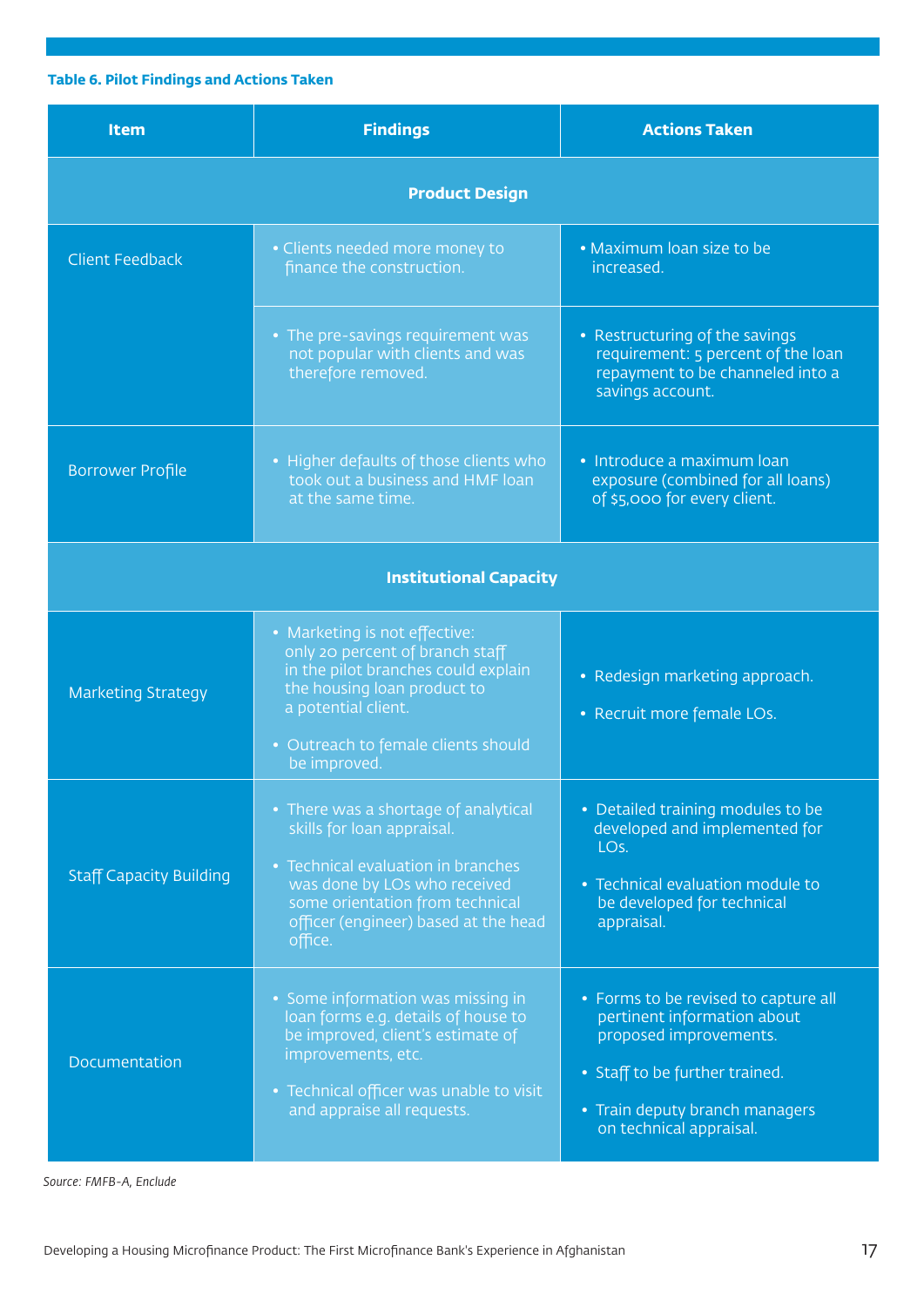**Table 6. Pilot Findings and Actions Taken**

| Item | Findings | Actions Taken |
|---|---|---|
| **Product Design** | | |
| Client Feedback | • Clients needed more money to finance the construction. | • Maximum loan size to be increased. |
| | • The pre-savings requirement was not popular with clients and was therefore removed. | • Restructuring of the savings requirement: 5 percent of the loan repayment to be channeled into a savings account. |
| Borrower Profile | • Higher defaults of those clients who took out a business and HMF loan at the same time. | • Introduce a maximum loan exposure (combined for all loans) of $5,000 for every client. |
| **Institutional Capacity** | | |
| Marketing Strategy | • Marketing is not effective: only 20 percent of branch staff in the pilot branches could explain the housing loan product to a potential client.<br>• Outreach to female clients should be improved. | • Redesign marketing approach.<br>• Recruit more female LOs. |
| Staff Capacity Building | • There was a shortage of analytical skills for loan appraisal.<br>• Technical evaluation in branches was done by LOs who received some orientation from technical officer (engineer) based at the head office. | • Detailed training modules to be developed and implemented for LOs.<br>• Technical evaluation module to be developed for technical appraisal. |
| Documentation | • Some information was missing in loan forms e.g. details of house to be improved, client's estimate of improvements, etc.<br>• Technical officer was unable to visit and appraise all requests. | • Forms to be revised to capture all pertinent information about proposed improvements.<br>• Staff to be further trained.<br>• Train deputy branch managers on technical appraisal. |

*Source: FMFB-A, Enclude*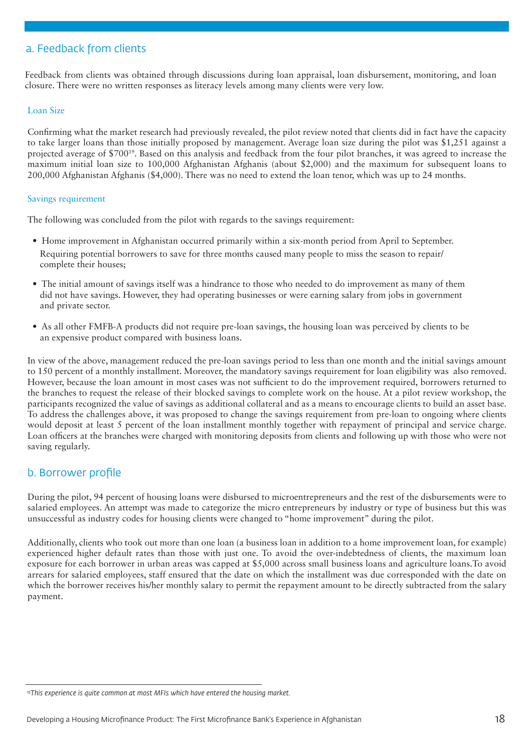## a. Feedback from clients

Feedback from clients was obtained through discussions during loan appraisal, loan disbursement, monitoring, and loan closure. There were no written responses as literacy levels among many clients were very low.

### Loan Size

Confirming what the market research had previously revealed, the pilot review noted that clients did in fact have the capacity to take larger loans than those initially proposed by management. Average loan size during the pilot was $1,251 against a projected average of $700[19]. Based on this analysis and feedback from the four pilot branches, it was agreed to increase the maximum initial loan size to 100,000 Afghanistan Afghanis (about $2,000) and the maximum for subsequent loans to 200,000 Afghanistan Afghanis ($4,000). There was no need to extend the loan tenor, which was up to 24 months.

### Savings requirement

The following was concluded from the pilot with regards to the savings requirement:

- Home improvement in Afghanistan occurred primarily within a six-month period from April to September. Requiring potential borrowers to save for three months caused many people to miss the season to repair/complete their houses;
- The initial amount of savings itself was a hindrance to those who needed to do improvement as many of them did not have savings. However, they had operating businesses or were earning salary from jobs in government and private sector.
- As all other FMFB-A products did not require pre-loan savings, the housing loan was perceived by clients to be an expensive product compared with business loans.

In view of the above, management reduced the pre-loan savings period to less than one month and the initial savings amount to 150 percent of a monthly installment. Moreover, the mandatory savings requirement for loan eligibility was also removed. However, because the loan amount in most cases was not sufficient to do the improvement required, borrowers returned to the branches to request the release of their blocked savings to complete work on the house. At a pilot review workshop, the participants recognized the value of savings as additional collateral and as a means to encourage clients to build an asset base. To address the challenges above, it was proposed to change the savings requirement from pre-loan to ongoing where clients would deposit at least 5 percent of the loan installment monthly together with repayment of principal and service charge. Loan officers at the branches were charged with monitoring deposits from clients and following up with those who were not saving regularly.

## b. Borrower profile

During the pilot, 94 percent of housing loans were disbursed to microentrepreneurs and the rest of the disbursements were to salaried employees. An attempt was made to categorize the micro entrepreneurs by industry or type of business but this was unsuccessful as industry codes for housing clients were changed to "home improvement" during the pilot.

Additionally, clients who took out more than one loan (a business loan in addition to a home improvement loan, for example) experienced higher default rates than those with just one. To avoid the over-indebtedness of clients, the maximum loan exposure for each borrower in urban areas was capped at $5,000 across small business loans and agriculture loans.To avoid arrears for salaried employees, staff ensured that the date on which the installment was due corresponded with the date on which the borrower receives his/her monthly salary to permit the repayment amount to be directly subtracted from the salary payment.

---

[19] *This experience is quite common at most MFIs which have entered the housing market.*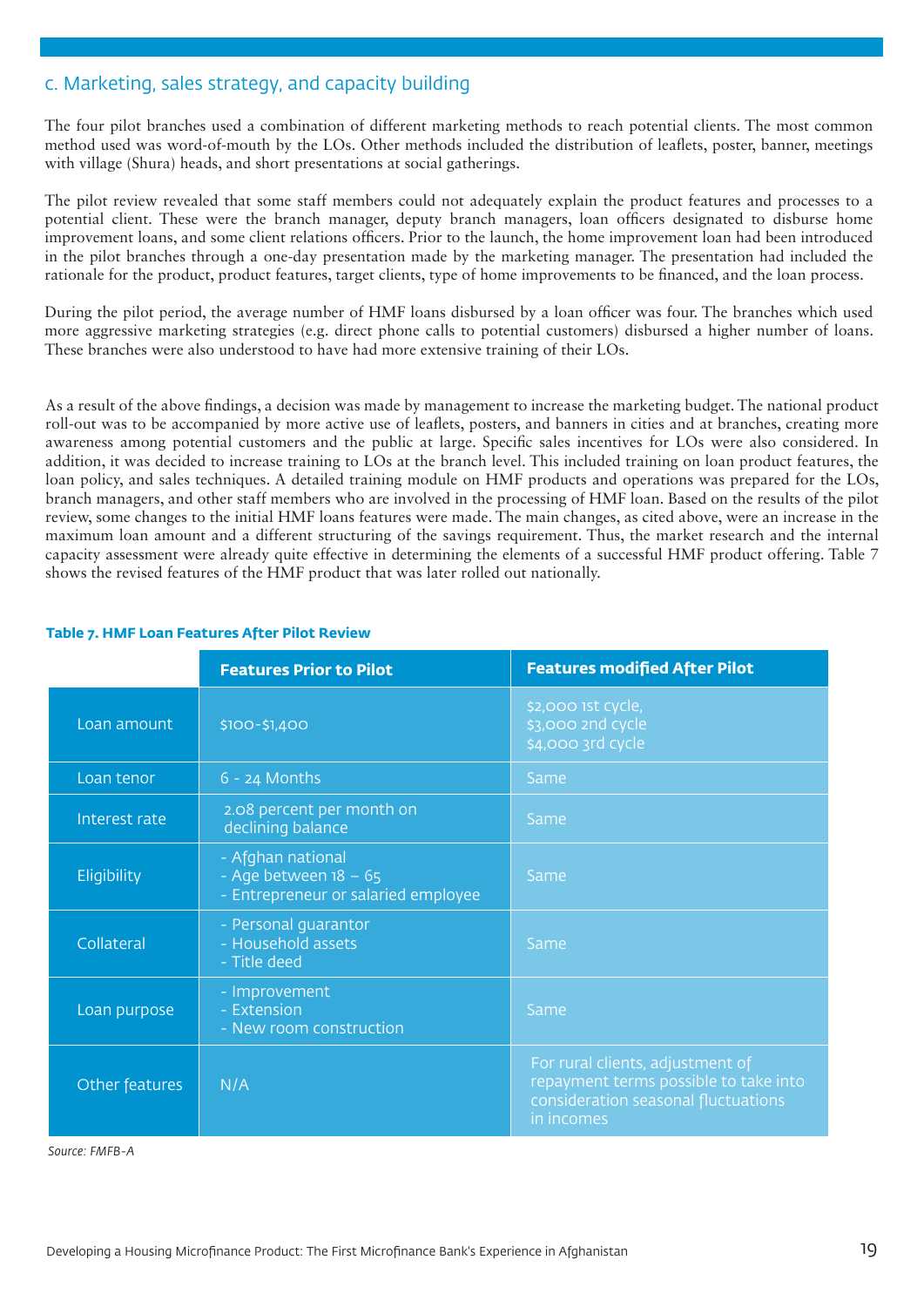## c. Marketing, sales strategy, and capacity building

The four pilot branches used a combination of different marketing methods to reach potential clients. The most common method used was word-of-mouth by the LOs. Other methods included the distribution of leaflets, poster, banner, meetings with village (Shura) heads, and short presentations at social gatherings.

The pilot review revealed that some staff members could not adequately explain the product features and processes to a potential client. These were the branch manager, deputy branch managers, loan officers designated to disburse home improvement loans, and some client relations officers. Prior to the launch, the home improvement loan had been introduced in the pilot branches through a one-day presentation made by the marketing manager. The presentation had included the rationale for the product, product features, target clients, type of home improvements to be financed, and the loan process.

During the pilot period, the average number of HMF loans disbursed by a loan officer was four. The branches which used more aggressive marketing strategies (e.g. direct phone calls to potential customers) disbursed a higher number of loans. These branches were also understood to have had more extensive training of their LOs.

As a result of the above findings, a decision was made by management to increase the marketing budget. The national product roll-out was to be accompanied by more active use of leaflets, posters, and banners in cities and at branches, creating more awareness among potential customers and the public at large. Specific sales incentives for LOs were also considered. In addition, it was decided to increase training to LOs at the branch level. This included training on loan product features, the loan policy, and sales techniques. A detailed training module on HMF products and operations was prepared for the LOs, branch managers, and other staff members who are involved in the processing of HMF loan. Based on the results of the pilot review, some changes to the initial HMF loans features were made. The main changes, as cited above, were an increase in the maximum loan amount and a different structuring of the savings requirement. Thus, the market research and the internal capacity assessment were already quite effective in determining the elements of a successful HMF product offering. Table 7 shows the revised features of the HMF product that was later rolled out nationally.

**Table 7. HMF Loan Features After Pilot Review**

| | Features Prior to Pilot | Features modified After Pilot |
|---|---|---|
| Loan amount | $100-$1,400 | $2,000 1st cycle,<br>$3,000 2nd cycle<br>$4,000 3rd cycle |
| Loan tenor | 6 - 24 Months | Same |
| Interest rate | 2.08 percent per month on declining balance | Same |
| Eligibility | - Afghan national<br>- Age between 18 – 65<br>- Entrepreneur or salaried employee | Same |
| Collateral | - Personal guarantor<br>- Household assets<br>- Title deed | Same |
| Loan purpose | - Improvement<br>- Extension<br>- New room construction | Same |
| Other features | N/A | For rural clients, adjustment of repayment terms possible to take into consideration seasonal fluctuations in incomes |

*Source: FMFB-A*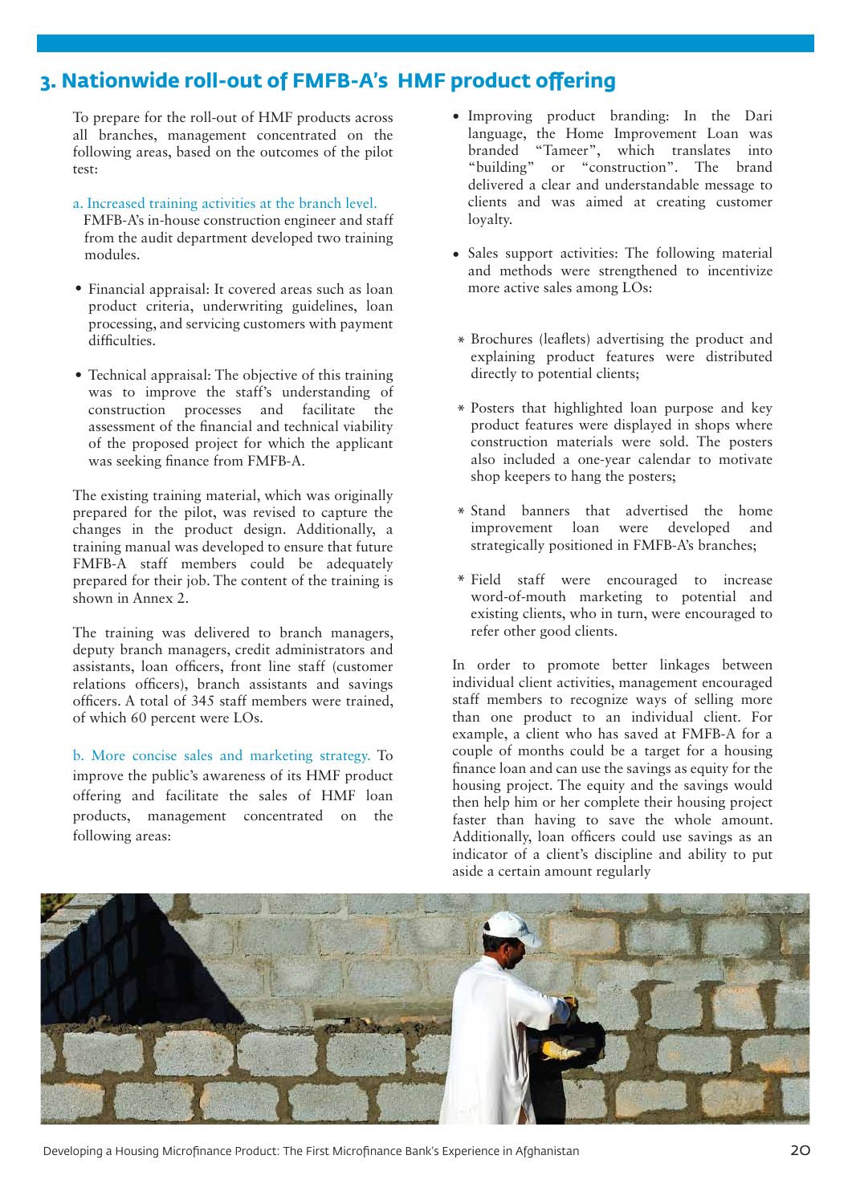## 3. Nationwide roll-out of FMFB-A's HMF product offering

To prepare for the roll-out of HMF products across all branches, management concentrated on the following areas, based on the outcomes of the pilot test:

a. Increased training activities at the branch level. FMFB-A's in-house construction engineer and staff from the audit department developed two training modules.

- Financial appraisal: It covered areas such as loan product criteria, underwriting guidelines, loan processing, and servicing customers with payment difficulties.
- Technical appraisal: The objective of this training was to improve the staff's understanding of construction processes and facilitate the assessment of the financial and technical viability of the proposed project for which the applicant was seeking finance from FMFB-A.

The existing training material, which was originally prepared for the pilot, was revised to capture the changes in the product design. Additionally, a training manual was developed to ensure that future FMFB-A staff members could be adequately prepared for their job. The content of the training is shown in Annex 2.

The training was delivered to branch managers, deputy branch managers, credit administrators and assistants, loan officers, front line staff (customer relations officers), branch assistants and savings officers. A total of 345 staff members were trained, of which 60 percent were LOs.

b. More concise sales and marketing strategy. To improve the public's awareness of its HMF product offering and facilitate the sales of HMF loan products, management concentrated on the following areas:

- Improving product branding: In the Dari language, the Home Improvement Loan was branded "Tameer", which translates into "building" or "construction". The brand delivered a clear and understandable message to clients and was aimed at creating customer loyalty.
- Sales support activities: The following material and methods were strengthened to incentivize more active sales among LOs:
  - Brochures (leaflets) advertising the product and explaining product features were distributed directly to potential clients;
  - Posters that highlighted loan purpose and key product features were displayed in shops where construction materials were sold. The posters also included a one-year calendar to motivate shop keepers to hang the posters;
  - Stand banners that advertised the home improvement loan were developed and strategically positioned in FMFB-A's branches;
  - Field staff were encouraged to increase word-of-mouth marketing to potential and existing clients, who in turn, were encouraged to refer other good clients.

In order to promote better linkages between individual client activities, management encouraged staff members to recognize ways of selling more than one product to an individual client. For example, a client who has saved at FMFB-A for a couple of months could be a target for a housing finance loan and can use the savings as equity for the housing project. The equity and the savings would then help him or her complete their housing project faster than having to save the whole amount. Additionally, loan officers could use savings as an indicator of a client's discipline and ability to put aside a certain amount regularly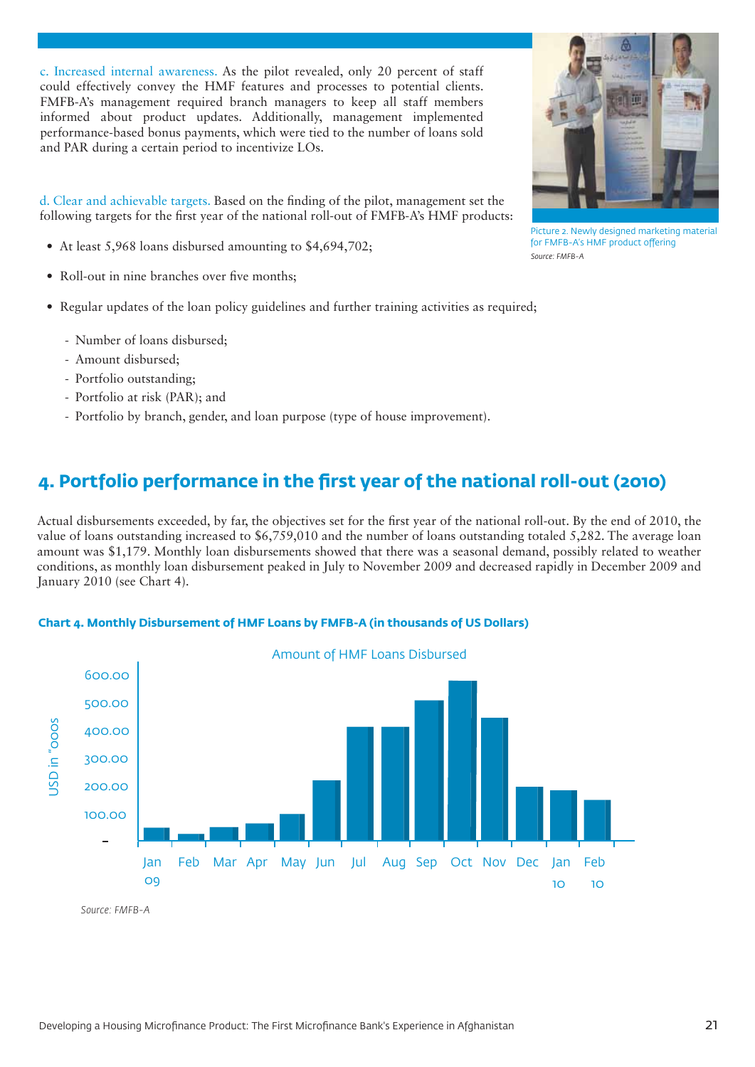c. Increased internal awareness. As the pilot revealed, only 20 percent of staff could effectively convey the HMF features and processes to potential clients. FMFB-A's management required branch managers to keep all staff members informed about product updates. Additionally, management implemented performance-based bonus payments, which were tied to the number of loans sold and PAR during a certain period to incentivize LOs.

Picture 2. Newly designed marketing material for FMFB-A's HMF product offering

*Source: FMFB-A*

d. Clear and achievable targets. Based on the finding of the pilot, management set the following targets for the first year of the national roll-out of FMFB-A's HMF products:

- At least 5,968 loans disbursed amounting to $4,694,702;
- Roll-out in nine branches over five months;
- Regular updates of the loan policy guidelines and further training activities as required;
  - Number of loans disbursed;
  - Amount disbursed;
  - Portfolio outstanding;
  - Portfolio at risk (PAR); and
  - Portfolio by branch, gender, and loan purpose (type of house improvement).

## 4. Portfolio performance in the first year of the national roll-out (2010)

Actual disbursements exceeded, by far, the objectives set for the first year of the national roll-out. By the end of 2010, the value of loans outstanding increased to $6,759,010 and the number of loans outstanding totaled 5,282. The average loan amount was $1,179. Monthly loan disbursements showed that there was a seasonal demand, possibly related to weather conditions, as monthly loan disbursement peaked in July to November 2009 and decreased rapidly in December 2009 and January 2010 (see Chart 4).

**Chart 4. Monthly Disbursement of HMF Loans by FMFB-A (in thousands of US Dollars)**

Amount of HMF Loans Disbursed

USD in "000s: –, 100.00, 200.00, 300.00, 400.00, 500.00, 600.00

Jan 09, Feb, Mar, Apr, May, Jun, Jul, Aug, Sep, Oct, Nov, Dec, Jan 10, Feb 10

*Source: FMFB-A*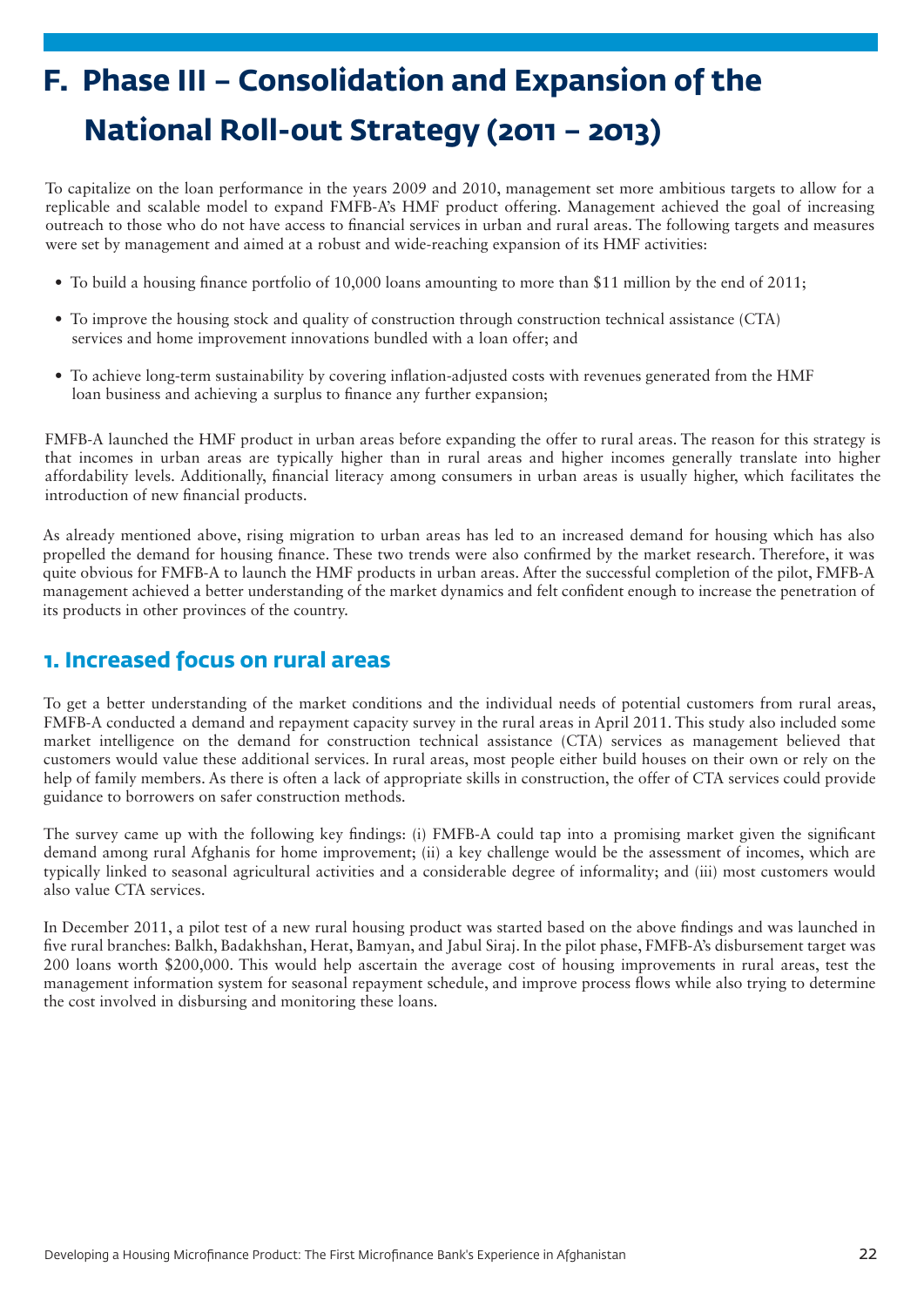# F. Phase III – Consolidation and Expansion of the National Roll-out Strategy (2011 – 2013)

To capitalize on the loan performance in the years 2009 and 2010, management set more ambitious targets to allow for a replicable and scalable model to expand FMFB-A's HMF product offering. Management achieved the goal of increasing outreach to those who do not have access to financial services in urban and rural areas. The following targets and measures were set by management and aimed at a robust and wide-reaching expansion of its HMF activities:

- To build a housing finance portfolio of 10,000 loans amounting to more than $11 million by the end of 2011;
- To improve the housing stock and quality of construction through construction technical assistance (CTA) services and home improvement innovations bundled with a loan offer; and
- To achieve long-term sustainability by covering inflation-adjusted costs with revenues generated from the HMF loan business and achieving a surplus to finance any further expansion;

FMFB-A launched the HMF product in urban areas before expanding the offer to rural areas. The reason for this strategy is that incomes in urban areas are typically higher than in rural areas and higher incomes generally translate into higher affordability levels. Additionally, financial literacy among consumers in urban areas is usually higher, which facilitates the introduction of new financial products.

As already mentioned above, rising migration to urban areas has led to an increased demand for housing which has also propelled the demand for housing finance. These two trends were also confirmed by the market research. Therefore, it was quite obvious for FMFB-A to launch the HMF products in urban areas. After the successful completion of the pilot, FMFB-A management achieved a better understanding of the market dynamics and felt confident enough to increase the penetration of its products in other provinces of the country.

## 1. Increased focus on rural areas

To get a better understanding of the market conditions and the individual needs of potential customers from rural areas, FMFB-A conducted a demand and repayment capacity survey in the rural areas in April 2011. This study also included some market intelligence on the demand for construction technical assistance (CTA) services as management believed that customers would value these additional services. In rural areas, most people either build houses on their own or rely on the help of family members. As there is often a lack of appropriate skills in construction, the offer of CTA services could provide guidance to borrowers on safer construction methods.

The survey came up with the following key findings: (i) FMFB-A could tap into a promising market given the significant demand among rural Afghanis for home improvement; (ii) a key challenge would be the assessment of incomes, which are typically linked to seasonal agricultural activities and a considerable degree of informality; and (iii) most customers would also value CTA services.

In December 2011, a pilot test of a new rural housing product was started based on the above findings and was launched in five rural branches: Balkh, Badakhshan, Herat, Bamyan, and Jabul Siraj. In the pilot phase, FMFB-A's disbursement target was 200 loans worth $200,000. This would help ascertain the average cost of housing improvements in rural areas, test the management information system for seasonal repayment schedule, and improve process flows while also trying to determine the cost involved in disbursing and monitoring these loans.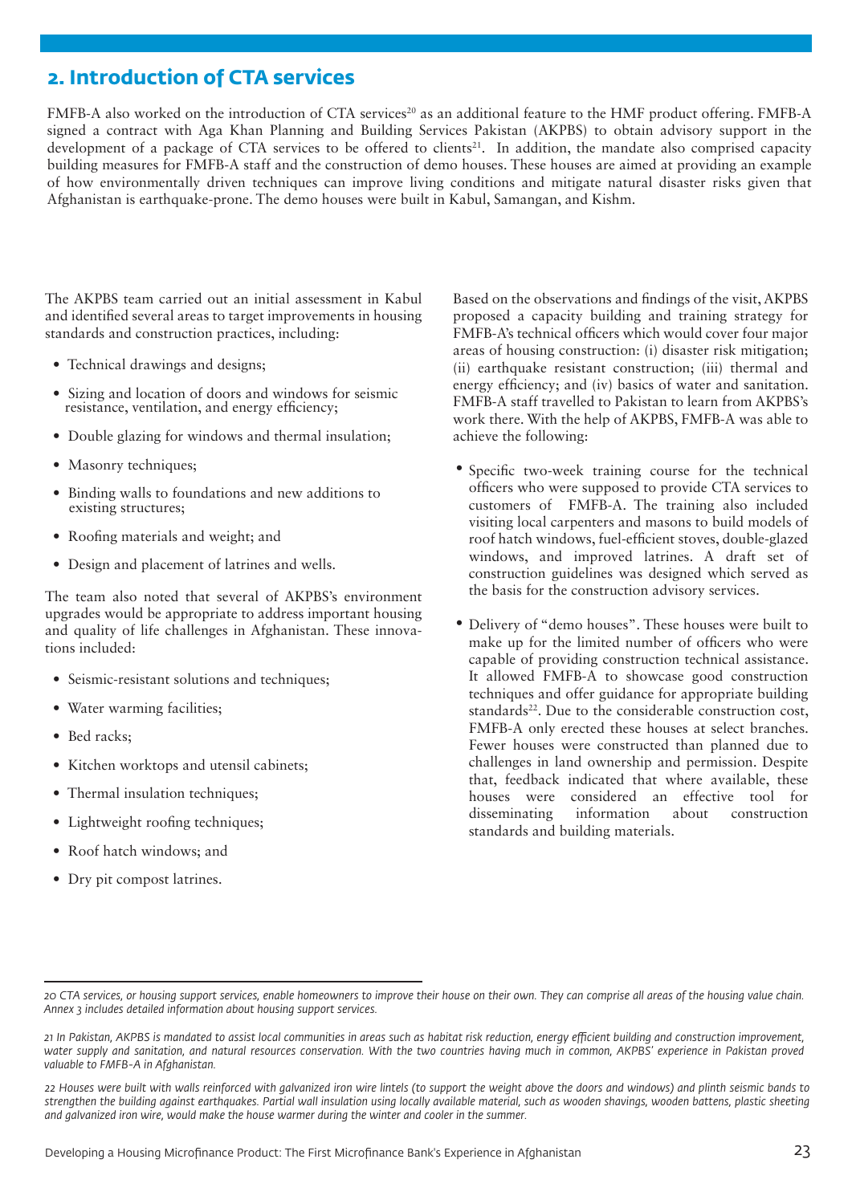## 2. Introduction of CTA services

FMFB-A also worked on the introduction of CTA services[20] as an additional feature to the HMF product offering. FMFB-A signed a contract with Aga Khan Planning and Building Services Pakistan (AKPBS) to obtain advisory support in the development of a package of CTA services to be offered to clients[21]. In addition, the mandate also comprised capacity building measures for FMFB-A staff and the construction of demo houses. These houses are aimed at providing an example of how environmentally driven techniques can improve living conditions and mitigate natural disaster risks given that Afghanistan is earthquake-prone. The demo houses were built in Kabul, Samangan, and Kishm.

The AKPBS team carried out an initial assessment in Kabul and identified several areas to target improvements in housing standards and construction practices, including:

- Technical drawings and designs;
- Sizing and location of doors and windows for seismic resistance, ventilation, and energy efficiency;
- Double glazing for windows and thermal insulation;
- Masonry techniques;
- Binding walls to foundations and new additions to existing structures;
- Roofing materials and weight; and
- Design and placement of latrines and wells.

The team also noted that several of AKPBS's environment upgrades would be appropriate to address important housing and quality of life challenges in Afghanistan. These innovations included:

- Seismic-resistant solutions and techniques;
- Water warming facilities;
- Bed racks;
- Kitchen worktops and utensil cabinets;
- Thermal insulation techniques;
- Lightweight roofing techniques;
- Roof hatch windows; and
- Dry pit compost latrines.

Based on the observations and findings of the visit, AKPBS proposed a capacity building and training strategy for FMFB-A's technical officers which would cover four major areas of housing construction: (i) disaster risk mitigation; (ii) earthquake resistant construction; (iii) thermal and energy efficiency; and (iv) basics of water and sanitation. FMFB-A staff travelled to Pakistan to learn from AKPBS's work there. With the help of AKPBS, FMFB-A was able to achieve the following:

- Specific two-week training course for the technical officers who were supposed to provide CTA services to customers of FMFB-A. The training also included visiting local carpenters and masons to build models of roof hatch windows, fuel-efficient stoves, double-glazed windows, and improved latrines. A draft set of construction guidelines was designed which served as the basis for the construction advisory services.
- Delivery of "demo houses". These houses were built to make up for the limited number of officers who were capable of providing construction technical assistance. It allowed FMFB-A to showcase good construction techniques and offer guidance for appropriate building standards[22]. Due to the considerable construction cost, FMFB-A only erected these houses at select branches. Fewer houses were constructed than planned due to challenges in land ownership and permission. Despite that, feedback indicated that where available, these houses were considered an effective tool for disseminating information about construction standards and building materials.

---

*20 CTA services, or housing support services, enable homeowners to improve their house on their own. They can comprise all areas of the housing value chain. Annex 3 includes detailed information about housing support services.*

*21 In Pakistan, AKPBS is mandated to assist local communities in areas such as habitat risk reduction, energy efficient building and construction improvement, water supply and sanitation, and natural resources conservation. With the two countries having much in common, AKPBS' experience in Pakistan proved valuable to FMFB-A in Afghanistan.*

*22 Houses were built with walls reinforced with galvanized iron wire lintels (to support the weight above the doors and windows) and plinth seismic bands to strengthen the building against earthquakes. Partial wall insulation using locally available material, such as wooden shavings, wooden battens, plastic sheeting and galvanized iron wire, would make the house warmer during the winter and cooler in the summer.*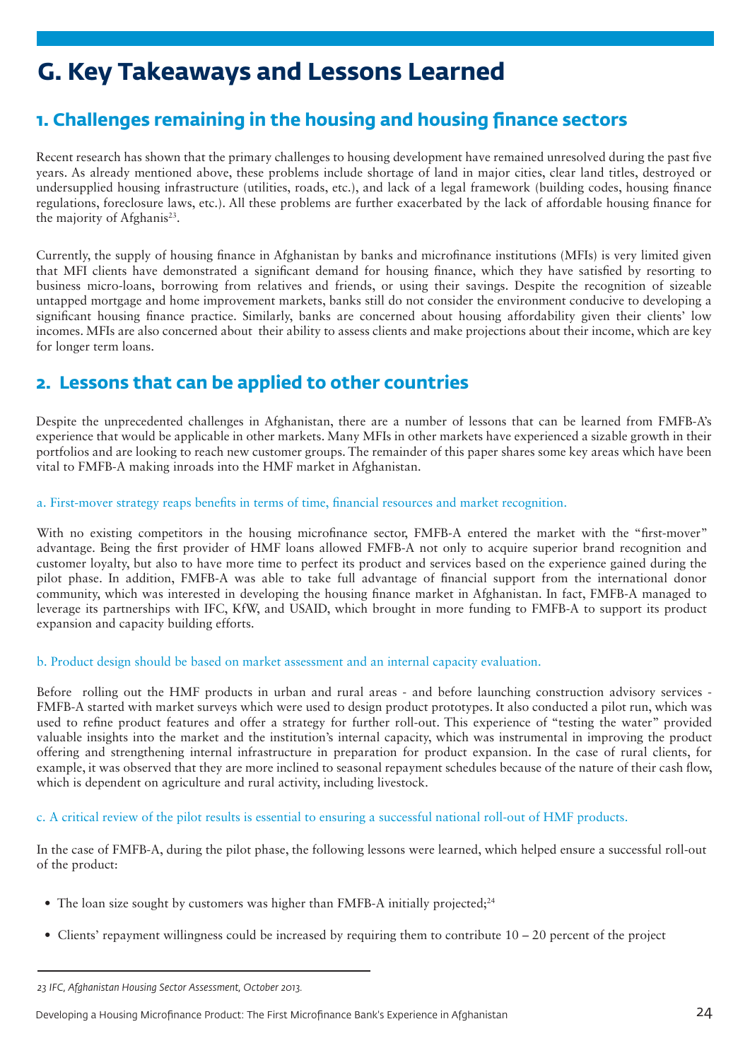# G. Key Takeaways and Lessons Learned

## 1. Challenges remaining in the housing and housing finance sectors

Recent research has shown that the primary challenges to housing development have remained unresolved during the past five years. As already mentioned above, these problems include shortage of land in major cities, clear land titles, destroyed or undersupplied housing infrastructure (utilities, roads, etc.), and lack of a legal framework (building codes, housing finance regulations, foreclosure laws, etc.). All these problems are further exacerbated by the lack of affordable housing finance for the majority of Afghanis[23].

Currently, the supply of housing finance in Afghanistan by banks and microfinance institutions (MFIs) is very limited given that MFI clients have demonstrated a significant demand for housing finance, which they have satisfied by resorting to business micro-loans, borrowing from relatives and friends, or using their savings. Despite the recognition of sizeable untapped mortgage and home improvement markets, banks still do not consider the environment conducive to developing a significant housing finance practice. Similarly, banks are concerned about housing affordability given their clients' low incomes. MFIs are also concerned about their ability to assess clients and make projections about their income, which are key for longer term loans.

## 2. Lessons that can be applied to other countries

Despite the unprecedented challenges in Afghanistan, there are a number of lessons that can be learned from FMFB-A's experience that would be applicable in other markets. Many MFIs in other markets have experienced a sizable growth in their portfolios and are looking to reach new customer groups. The remainder of this paper shares some key areas which have been vital to FMFB-A making inroads into the HMF market in Afghanistan.

### a. First-mover strategy reaps benefits in terms of time, financial resources and market recognition.

With no existing competitors in the housing microfinance sector, FMFB-A entered the market with the "first-mover" advantage. Being the first provider of HMF loans allowed FMFB-A not only to acquire superior brand recognition and customer loyalty, but also to have more time to perfect its product and services based on the experience gained during the pilot phase. In addition, FMFB-A was able to take full advantage of financial support from the international donor community, which was interested in developing the housing finance market in Afghanistan. In fact, FMFB-A managed to leverage its partnerships with IFC, KfW, and USAID, which brought in more funding to FMFB-A to support its product expansion and capacity building efforts.

### b. Product design should be based on market assessment and an internal capacity evaluation.

Before rolling out the HMF products in urban and rural areas - and before launching construction advisory services - FMFB-A started with market surveys which were used to design product prototypes. It also conducted a pilot run, which was used to refine product features and offer a strategy for further roll-out. This experience of "testing the water" provided valuable insights into the market and the institution's internal capacity, which was instrumental in improving the product offering and strengthening internal infrastructure in preparation for product expansion. In the case of rural clients, for example, it was observed that they are more inclined to seasonal repayment schedules because of the nature of their cash flow, which is dependent on agriculture and rural activity, including livestock.

### c. A critical review of the pilot results is essential to ensuring a successful national roll-out of HMF products.

In the case of FMFB-A, during the pilot phase, the following lessons were learned, which helped ensure a successful roll-out of the product:

- The loan size sought by customers was higher than FMFB-A initially projected;[24]
- Clients' repayment willingness could be increased by requiring them to contribute 10 – 20 percent of the project

---

23 *IFC, Afghanistan Housing Sector Assessment, October 2013.*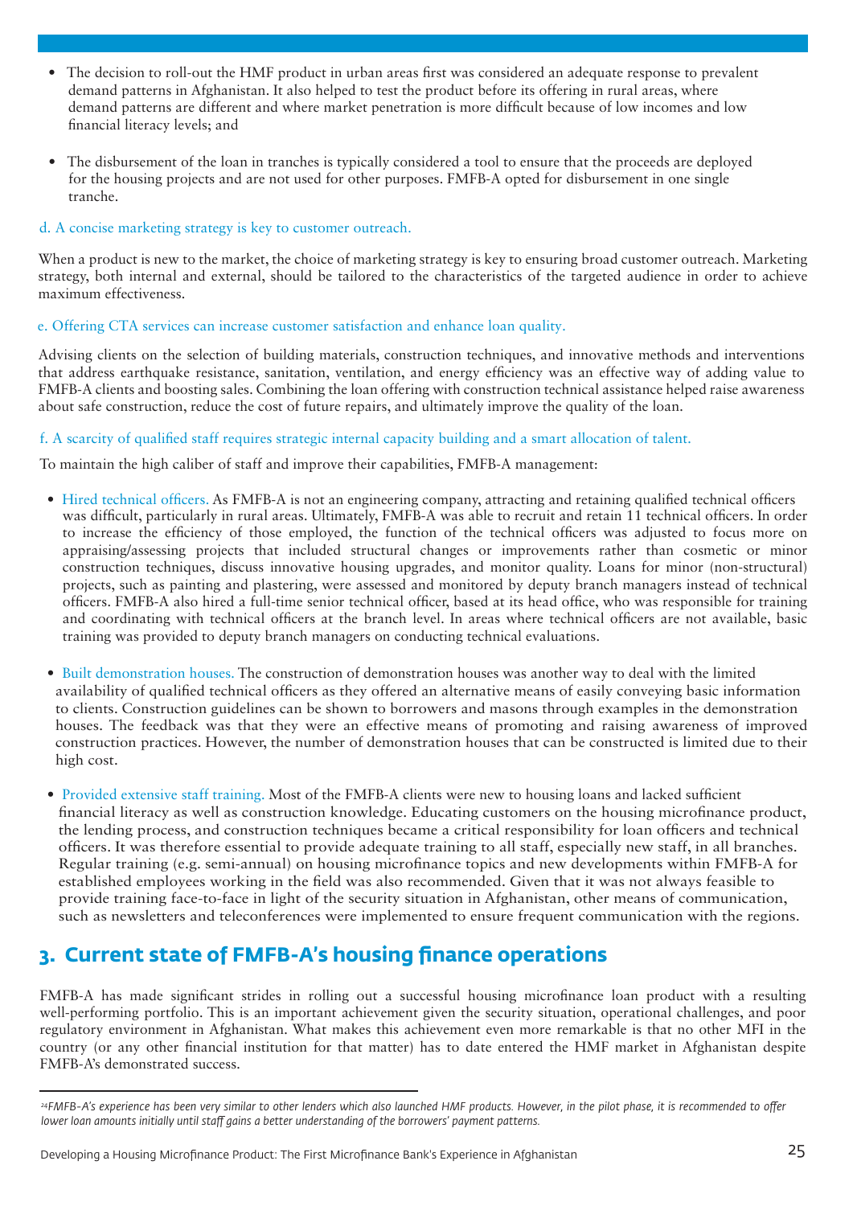- The decision to roll-out the HMF product in urban areas first was considered an adequate response to prevalent demand patterns in Afghanistan. It also helped to test the product before its offering in rural areas, where demand patterns are different and where market penetration is more difficult because of low incomes and low financial literacy levels; and

- The disbursement of the loan in tranches is typically considered a tool to ensure that the proceeds are deployed for the housing projects and are not used for other purposes. FMFB-A opted for disbursement in one single tranche.

### d. A concise marketing strategy is key to customer outreach.

When a product is new to the market, the choice of marketing strategy is key to ensuring broad customer outreach. Marketing strategy, both internal and external, should be tailored to the characteristics of the targeted audience in order to achieve maximum effectiveness.

### e. Offering CTA services can increase customer satisfaction and enhance loan quality.

Advising clients on the selection of building materials, construction techniques, and innovative methods and interventions that address earthquake resistance, sanitation, ventilation, and energy efficiency was an effective way of adding value to FMFB-A clients and boosting sales. Combining the loan offering with construction technical assistance helped raise awareness about safe construction, reduce the cost of future repairs, and ultimately improve the quality of the loan.

### f. A scarcity of qualified staff requires strategic internal capacity building and a smart allocation of talent.

To maintain the high caliber of staff and improve their capabilities, FMFB-A management:

- **Hired technical officers.** As FMFB-A is not an engineering company, attracting and retaining qualified technical officers was difficult, particularly in rural areas. Ultimately, FMFB-A was able to recruit and retain 11 technical officers. In order to increase the efficiency of those employed, the function of the technical officers was adjusted to focus more on appraising/assessing projects that included structural changes or improvements rather than cosmetic or minor construction techniques, discuss innovative housing upgrades, and monitor quality. Loans for minor (non-structural) projects, such as painting and plastering, were assessed and monitored by deputy branch managers instead of technical officers. FMFB-A also hired a full-time senior technical officer, based at its head office, who was responsible for training and coordinating with technical officers at the branch level. In areas where technical officers are not available, basic training was provided to deputy branch managers on conducting technical evaluations.

- **Built demonstration houses.** The construction of demonstration houses was another way to deal with the limited availability of qualified technical officers as they offered an alternative means of easily conveying basic information to clients. Construction guidelines can be shown to borrowers and masons through examples in the demonstration houses. The feedback was that they were an effective means of promoting and raising awareness of improved construction practices. However, the number of demonstration houses that can be constructed is limited due to their high cost.

- **Provided extensive staff training.** Most of the FMFB-A clients were new to housing loans and lacked sufficient financial literacy as well as construction knowledge. Educating customers on the housing microfinance product, the lending process, and construction techniques became a critical responsibility for loan officers and technical officers. It was therefore essential to provide adequate training to all staff, especially new staff, in all branches. Regular training (e.g. semi-annual) on housing microfinance topics and new developments within FMFB-A for established employees working in the field was also recommended. Given that it was not always feasible to provide training face-to-face in light of the security situation in Afghanistan, other means of communication, such as newsletters and teleconferences were implemented to ensure frequent communication with the regions.

## 3. Current state of FMFB-A's housing finance operations

FMFB-A has made significant strides in rolling out a successful housing microfinance loan product with a resulting well-performing portfolio. This is an important achievement given the security situation, operational challenges, and poor regulatory environment in Afghanistan. What makes this achievement even more remarkable is that no other MFI in the country (or any other financial institution for that matter) has to date entered the HMF market in Afghanistan despite FMFB-A's demonstrated success.

---

[24] *FMFB-A's experience has been very similar to other lenders which also launched HMF products. However, in the pilot phase, it is recommended to offer lower loan amounts initially until staff gains a better understanding of the borrowers' payment patterns.*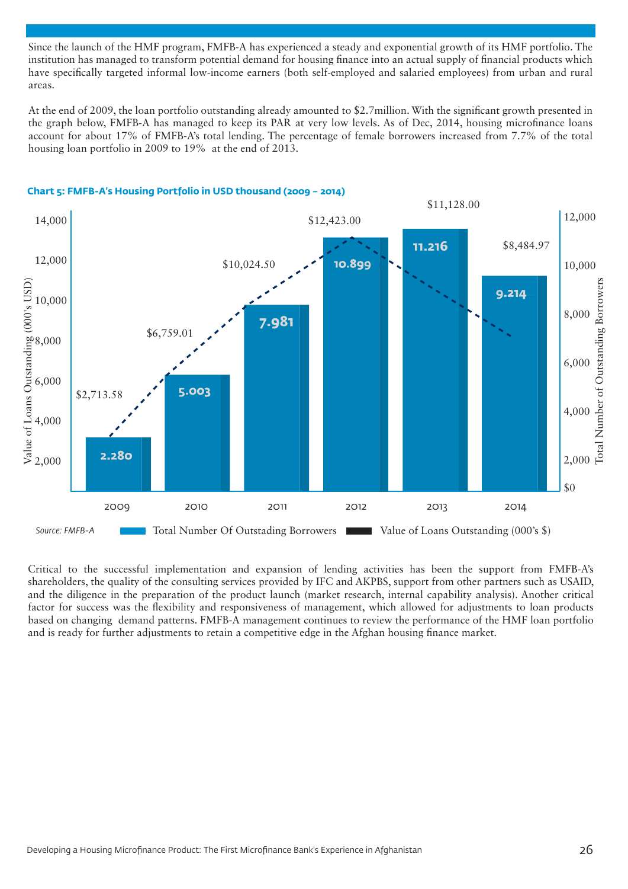Since the launch of the HMF program, FMFB-A has experienced a steady and exponential growth of its HMF portfolio. The institution has managed to transform potential demand for housing finance into an actual supply of financial products which have specifically targeted informal low-income earners (both self-employed and salaried employees) from urban and rural areas.

At the end of 2009, the loan portfolio outstanding already amounted to $2.7million. With the significant growth presented in the graph below, FMFB-A has managed to keep its PAR at very low levels. As of Dec, 2014, housing microfinance loans account for about 17% of FMFB-A's total lending. The percentage of female borrowers increased from 7.7% of the total housing loan portfolio in 2009 to 19% at the end of 2013.

**Chart 5: FMFB-A's Housing Portfolio in USD thousand (2009 – 2014)**

| Year | Total Number Of Outstading Borrowers | Value of Loans Outstanding (000's $) |
|---|---|---|
| 2009 | 2.280 | $2,713.58 |
| 2010 | 5.003 | $6,759.01 |
| 2011 | 7.981 | $10,024.50 |
| 2012 | 10.899 | $12,423.00 |
| 2013 | 11.216 | $11,128.00 |
| 2014 | 9.214 | $8,484.97 |

*Source: FMFB-A*

Critical to the successful implementation and expansion of lending activities has been the support from FMFB-A's shareholders, the quality of the consulting services provided by IFC and AKPBS, support from other partners such as USAID, and the diligence in the preparation of the product launch (market research, internal capability analysis). Another critical factor for success was the flexibility and responsiveness of management, which allowed for adjustments to loan products based on changing demand patterns. FMFB-A management continues to review the performance of the HMF loan portfolio and is ready for further adjustments to retain a competitive edge in the Afghan housing finance market.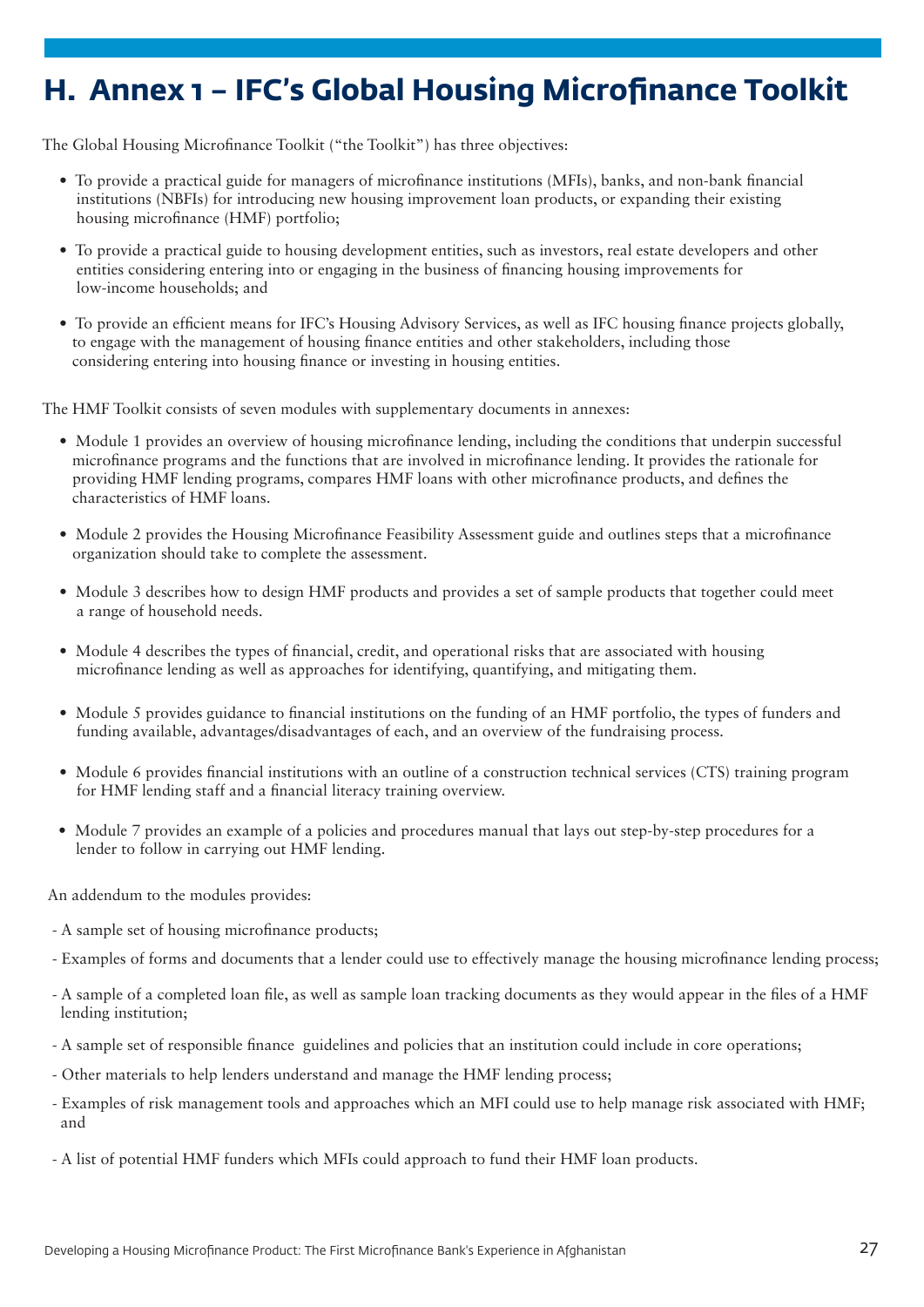# H. Annex 1 – IFC's Global Housing Microfinance Toolkit

The Global Housing Microfinance Toolkit ("the Toolkit") has three objectives:

- To provide a practical guide for managers of microfinance institutions (MFIs), banks, and non-bank financial institutions (NBFIs) for introducing new housing improvement loan products, or expanding their existing housing microfinance (HMF) portfolio;
- To provide a practical guide to housing development entities, such as investors, real estate developers and other entities considering entering into or engaging in the business of financing housing improvements for low-income households; and
- To provide an efficient means for IFC's Housing Advisory Services, as well as IFC housing finance projects globally, to engage with the management of housing finance entities and other stakeholders, including those considering entering into housing finance or investing in housing entities.

The HMF Toolkit consists of seven modules with supplementary documents in annexes:

- Module 1 provides an overview of housing microfinance lending, including the conditions that underpin successful microfinance programs and the functions that are involved in microfinance lending. It provides the rationale for providing HMF lending programs, compares HMF loans with other microfinance products, and defines the characteristics of HMF loans.
- Module 2 provides the Housing Microfinance Feasibility Assessment guide and outlines steps that a microfinance organization should take to complete the assessment.
- Module 3 describes how to design HMF products and provides a set of sample products that together could meet a range of household needs.
- Module 4 describes the types of financial, credit, and operational risks that are associated with housing microfinance lending as well as approaches for identifying, quantifying, and mitigating them.
- Module 5 provides guidance to financial institutions on the funding of an HMF portfolio, the types of funders and funding available, advantages/disadvantages of each, and an overview of the fundraising process.
- Module 6 provides financial institutions with an outline of a construction technical services (CTS) training program for HMF lending staff and a financial literacy training overview.
- Module 7 provides an example of a policies and procedures manual that lays out step-by-step procedures for a lender to follow in carrying out HMF lending.

An addendum to the modules provides:

- A sample set of housing microfinance products;
- Examples of forms and documents that a lender could use to effectively manage the housing microfinance lending process;
- A sample of a completed loan file, as well as sample loan tracking documents as they would appear in the files of a HMF lending institution;
- A sample set of responsible finance guidelines and policies that an institution could include in core operations;
- Other materials to help lenders understand and manage the HMF lending process;
- Examples of risk management tools and approaches which an MFI could use to help manage risk associated with HMF; and
- A list of potential HMF funders which MFIs could approach to fund their HMF loan products.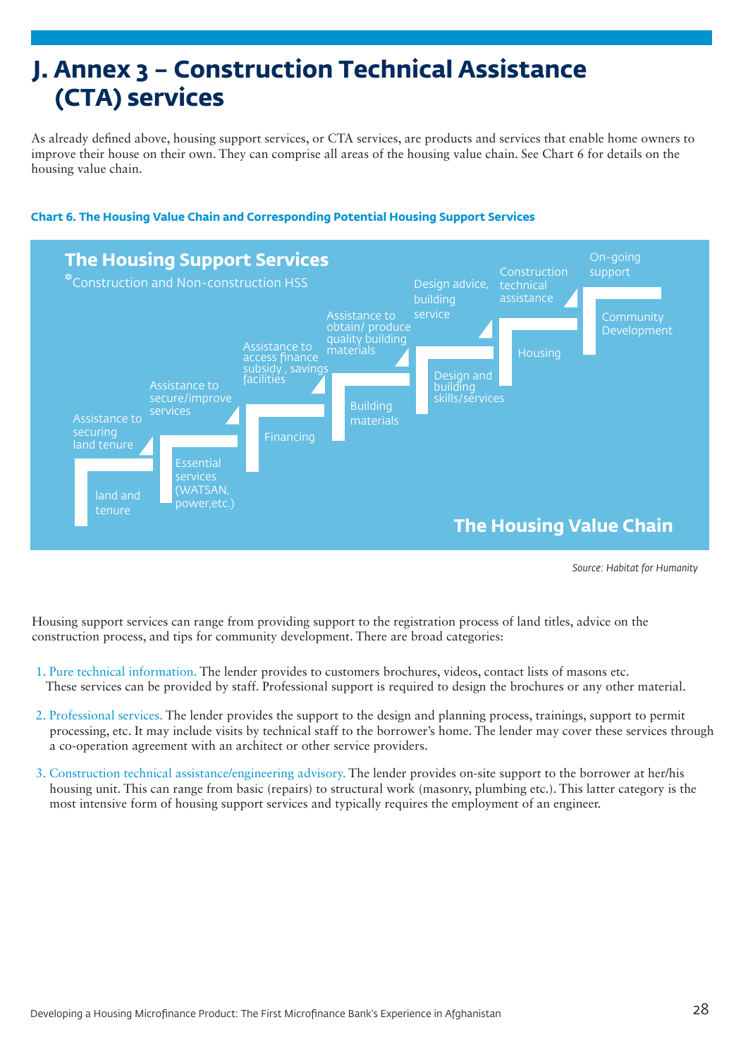# J. Annex 3 – Construction Technical Assistance (CTA) services

As already defined above, housing support services, or CTA services, are products and services that enable home owners to improve their house on their own. They can comprise all areas of the housing value chain. See Chart 6 for details on the housing value chain.

**Chart 6. The Housing Value Chain and Corresponding Potential Housing Support Services**

**The Housing Support Services**

*Construction and Non-construction HSS

| The Housing Value Chain | The Housing Support Services |
|---|---|
| land and tenure | Assistance to securing land tenure |
| Essential services (WATSAN, power,etc.) | Assistance to secure/improve services |
| Financing | Assistance to access finance subsidy , savings facilities |
| Building materials | Assistance to obtain/ produce quality building materials |
| Design and building skills/services | Design advice, building service |
| Housing | Construction technical assistance |
| Community Development | On-going support |

**The Housing Value Chain**

*Source: Habitat for Humanity*

Housing support services can range from providing support to the registration process of land titles, advice on the construction process, and tips for community development. There are broad categories:

1. Pure technical information. The lender provides to customers brochures, videos, contact lists of masons etc. These services can be provided by staff. Professional support is required to design the brochures or any other material.
2. Professional services. The lender provides the support to the design and planning process, trainings, support to permit processing, etc. It may include visits by technical staff to the borrower's home. The lender may cover these services through a co-operation agreement with an architect or other service providers.
3. Construction technical assistance/engineering advisory. The lender provides on-site support to the borrower at her/his housing unit. This can range from basic (repairs) to structural work (masonry, plumbing etc.). This latter category is the most intensive form of housing support services and typically requires the employment of an engineer.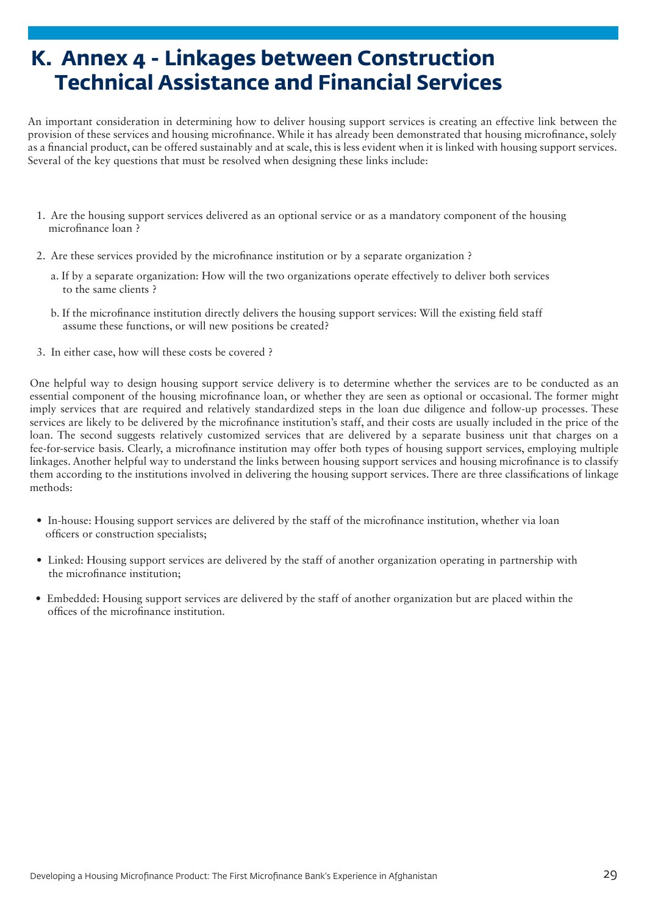# K. Annex 4 - Linkages between Construction Technical Assistance and Financial Services

An important consideration in determining how to deliver housing support services is creating an effective link between the provision of these services and housing microfinance. While it has already been demonstrated that housing microfinance, solely as a financial product, can be offered sustainably and at scale, this is less evident when it is linked with housing support services. Several of the key questions that must be resolved when designing these links include:

1. Are the housing support services delivered as an optional service or as a mandatory component of the housing microfinance loan ?
2. Are these services provided by the microfinance institution or by a separate organization ?
   a. If by a separate organization: How will the two organizations operate effectively to deliver both services to the same clients ?
   b. If the microfinance institution directly delivers the housing support services: Will the existing field staff assume these functions, or will new positions be created?
3. In either case, how will these costs be covered ?

One helpful way to design housing support service delivery is to determine whether the services are to be conducted as an essential component of the housing microfinance loan, or whether they are seen as optional or occasional. The former might imply services that are required and relatively standardized steps in the loan due diligence and follow-up processes. These services are likely to be delivered by the microfinance institution's staff, and their costs are usually included in the price of the loan. The second suggests relatively customized services that are delivered by a separate business unit that charges on a fee-for-service basis. Clearly, a microfinance institution may offer both types of housing support services, employing multiple linkages. Another helpful way to understand the links between housing support services and housing microfinance is to classify them according to the institutions involved in delivering the housing support services. There are three classifications of linkage methods:

- In-house: Housing support services are delivered by the staff of the microfinance institution, whether via loan officers or construction specialists;
- Linked: Housing support services are delivered by the staff of another organization operating in partnership with the microfinance institution;
- Embedded: Housing support services are delivered by the staff of another organization but are placed within the offices of the microfinance institution.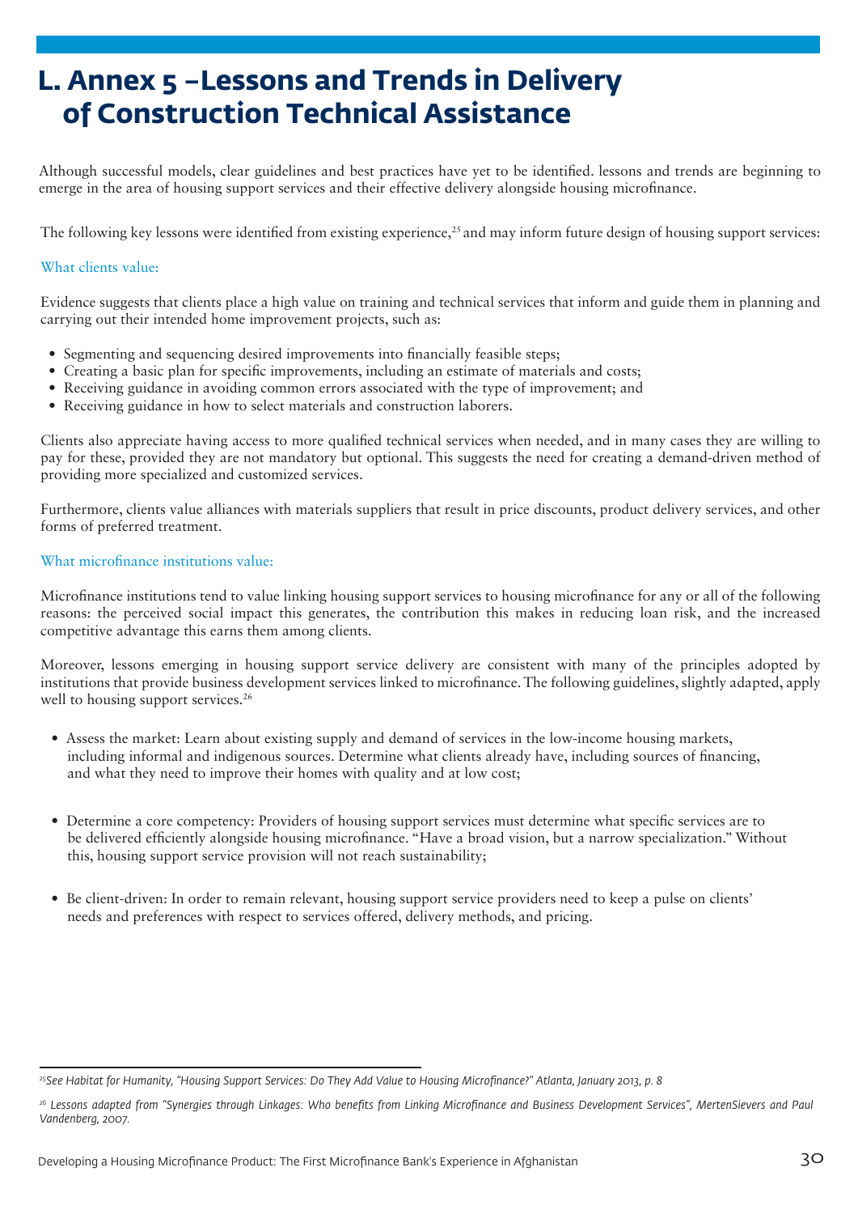# L. Annex 5 –Lessons and Trends in Delivery of Construction Technical Assistance

Although successful models, clear guidelines and best practices have yet to be identified. lessons and trends are beginning to emerge in the area of housing support services and their effective delivery alongside housing microfinance.

The following key lessons were identified from existing experience,[25] and may inform future design of housing support services:

### What clients value:

Evidence suggests that clients place a high value on training and technical services that inform and guide them in planning and carrying out their intended home improvement projects, such as:

- Segmenting and sequencing desired improvements into financially feasible steps;
- Creating a basic plan for specific improvements, including an estimate of materials and costs;
- Receiving guidance in avoiding common errors associated with the type of improvement; and
- Receiving guidance in how to select materials and construction laborers.

Clients also appreciate having access to more qualified technical services when needed, and in many cases they are willing to pay for these, provided they are not mandatory but optional. This suggests the need for creating a demand-driven method of providing more specialized and customized services.

Furthermore, clients value alliances with materials suppliers that result in price discounts, product delivery services, and other forms of preferred treatment.

### What microfinance institutions value:

Microfinance institutions tend to value linking housing support services to housing microfinance for any or all of the following reasons: the perceived social impact this generates, the contribution this makes in reducing loan risk, and the increased competitive advantage this earns them among clients.

Moreover, lessons emerging in housing support service delivery are consistent with many of the principles adopted by institutions that provide business development services linked to microfinance. The following guidelines, slightly adapted, apply well to housing support services.[26]

- Assess the market: Learn about existing supply and demand of services in the low-income housing markets, including informal and indigenous sources. Determine what clients already have, including sources of financing, and what they need to improve their homes with quality and at low cost;

- Determine a core competency: Providers of housing support services must determine what specific services are to be delivered efficiently alongside housing microfinance. "Have a broad vision, but a narrow specialization." Without this, housing support service provision will not reach sustainability;

- Be client-driven: In order to remain relevant, housing support service providers need to keep a pulse on clients' needs and preferences with respect to services offered, delivery methods, and pricing.

---

[25] *See Habitat for Humanity, "Housing Support Services: Do They Add Value to Housing Microfinance?" Atlanta, January 2013, p. 8*

[26] *Lessons adapted from "Synergies through Linkages: Who benefits from Linking Microfinance and Business Development Services", MertenSievers and Paul Vandenberg, 2007.*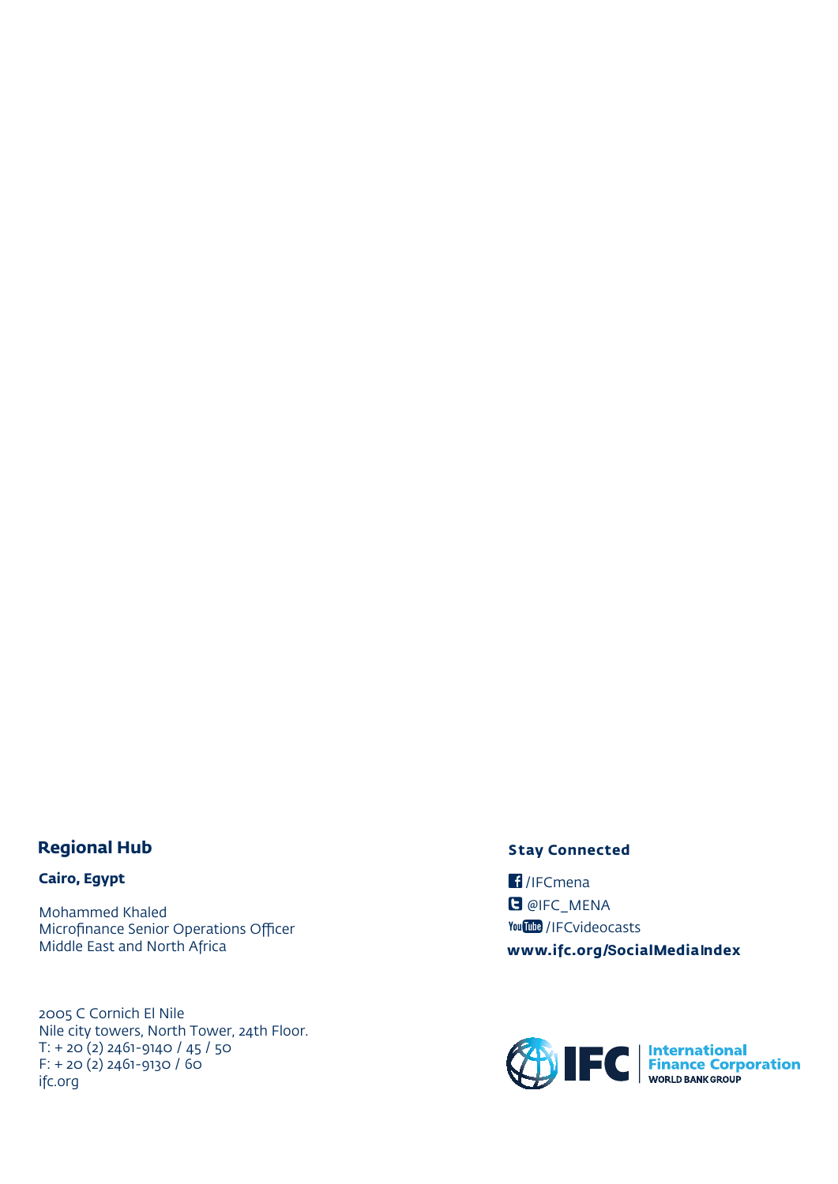## Regional Hub

**Cairo, Egypt**

Mohammed Khaled
Microfinance Senior Operations Officer
Middle East and North Africa

2005 C Cornich El Nile
Nile city towers, North Tower, 24th Floor.
T: + 20 (2) 2461-9140 / 45 / 50
F: + 20 (2) 2461-9130 / 60
ifc.org

**Stay Connected**

/IFCmena
@IFC_MENA
/IFCvideocasts
**www.ifc.org/SocialMediaIndex**

IFC International Finance Corporation
WORLD BANK GROUP